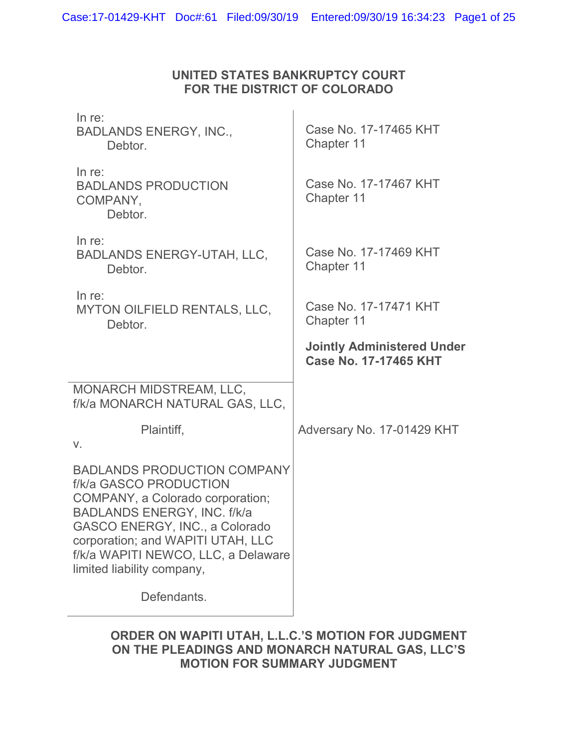# UNITED STATES BANKRUPTCY COURT
# FOR THE DISTRICT OF COLORADO

| | |
|---|---|
| In re:<br>BADLANDS ENERGY, INC.,<br>Debtor. | Case No. 17-17465 KHT<br>Chapter 11 |
| In re:<br>BADLANDS PRODUCTION COMPANY,<br>Debtor. | Case No. 17-17467 KHT<br>Chapter 11 |
| In re:<br>BADLANDS ENERGY-UTAH, LLC,<br>Debtor. | Case No. 17-17469 KHT<br>Chapter 11 |
| In re:<br>MYTON OILFIELD RENTALS, LLC,<br>Debtor. | Case No. 17-17471 KHT<br>Chapter 11<br><br>**Jointly Administered Under Case No. 17-17465 KHT** |
| MONARCH MIDSTREAM, LLC,<br>f/k/a MONARCH NATURAL GAS, LLC,<br><br>Plaintiff,<br>v.<br><br>BADLANDS PRODUCTION COMPANY f/k/a GASCO PRODUCTION COMPANY, a Colorado corporation; BADLANDS ENERGY, INC. f/k/a GASCO ENERGY, INC., a Colorado corporation; and WAPITI UTAH, LLC f/k/a WAPITI NEWCO, LLC, a Delaware limited liability company,<br><br>Defendants. | Adversary No. 17-01429 KHT |

## ORDER ON WAPITI UTAH, L.L.C.'S MOTION FOR JUDGMENT ON THE PLEADINGS AND MONARCH NATURAL GAS, LLC'S MOTION FOR SUMMARY JUDGMENT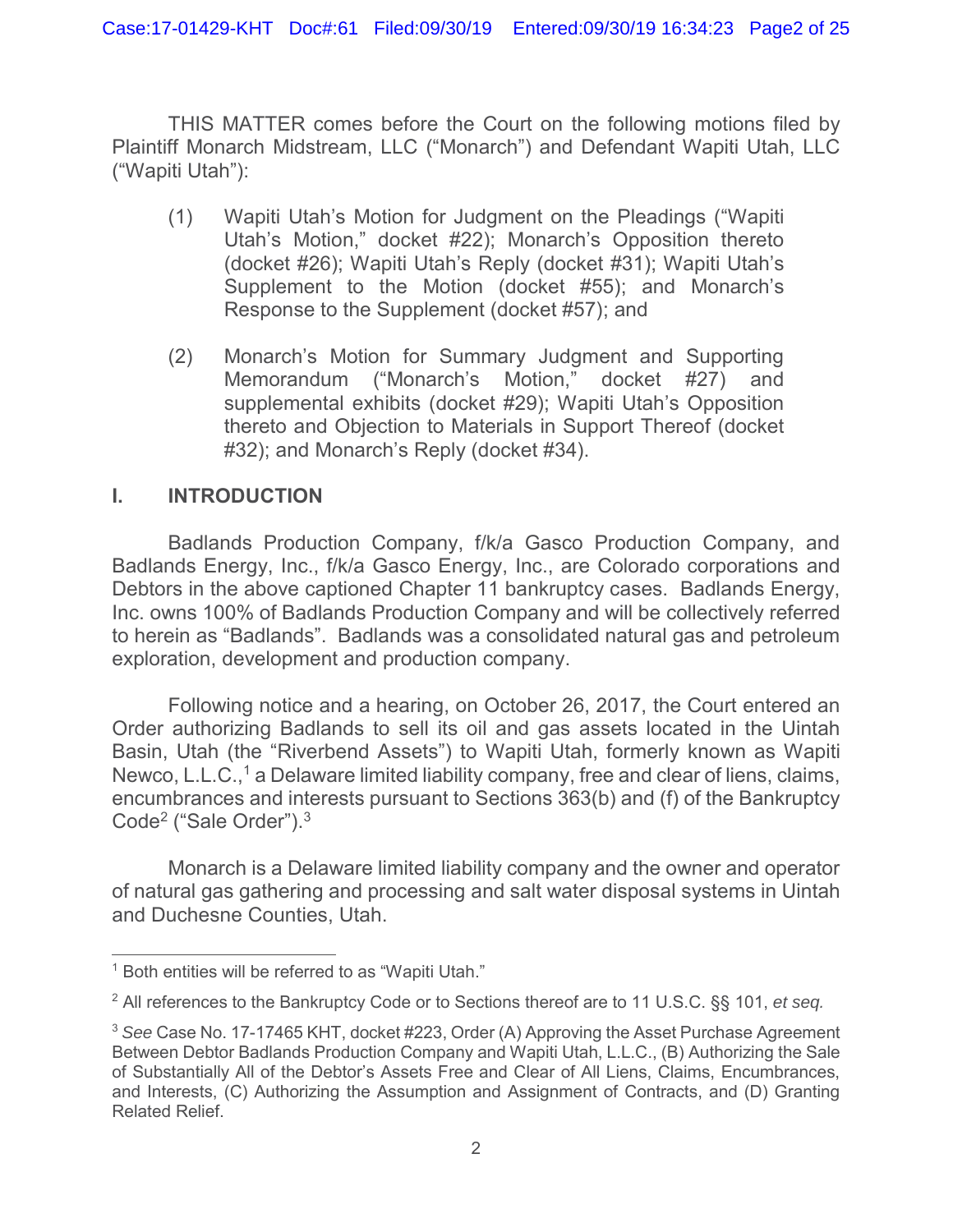THIS MATTER comes before the Court on the following motions filed by Plaintiff Monarch Midstream, LLC ("Monarch") and Defendant Wapiti Utah, LLC ("Wapiti Utah"):

(1) Wapiti Utah's Motion for Judgment on the Pleadings ("Wapiti Utah's Motion," docket #22); Monarch's Opposition thereto (docket #26); Wapiti Utah's Reply (docket #31); Wapiti Utah's Supplement to the Motion (docket #55); and Monarch's Response to the Supplement (docket #57); and

(2) Monarch's Motion for Summary Judgment and Supporting Memorandum ("Monarch's Motion," docket #27) and supplemental exhibits (docket #29); Wapiti Utah's Opposition thereto and Objection to Materials in Support Thereof (docket #32); and Monarch's Reply (docket #34).

## I. INTRODUCTION

Badlands Production Company, f/k/a Gasco Production Company, and Badlands Energy, Inc., f/k/a Gasco Energy, Inc., are Colorado corporations and Debtors in the above captioned Chapter 11 bankruptcy cases. Badlands Energy, Inc. owns 100% of Badlands Production Company and will be collectively referred to herein as "Badlands". Badlands was a consolidated natural gas and petroleum exploration, development and production company.

Following notice and a hearing, on October 26, 2017, the Court entered an Order authorizing Badlands to sell its oil and gas assets located in the Uintah Basin, Utah (the "Riverbend Assets") to Wapiti Utah, formerly known as Wapiti Newco, L.L.C.,[1] a Delaware limited liability company, free and clear of liens, claims, encumbrances and interests pursuant to Sections 363(b) and (f) of the Bankruptcy Code[2] ("Sale Order").[3]

Monarch is a Delaware limited liability company and the owner and operator of natural gas gathering and processing and salt water disposal systems in Uintah and Duchesne Counties, Utah.

---

[1] Both entities will be referred to as "Wapiti Utah."

[2] All references to the Bankruptcy Code or to Sections thereof are to 11 U.S.C. §§ 101, *et seq.*

[3] *See* Case No. 17-17465 KHT, docket #223, Order (A) Approving the Asset Purchase Agreement Between Debtor Badlands Production Company and Wapiti Utah, L.L.C., (B) Authorizing the Sale of Substantially All of the Debtor's Assets Free and Clear of All Liens, Claims, Encumbrances, and Interests, (C) Authorizing the Assumption and Assignment of Contracts, and (D) Granting Related Relief.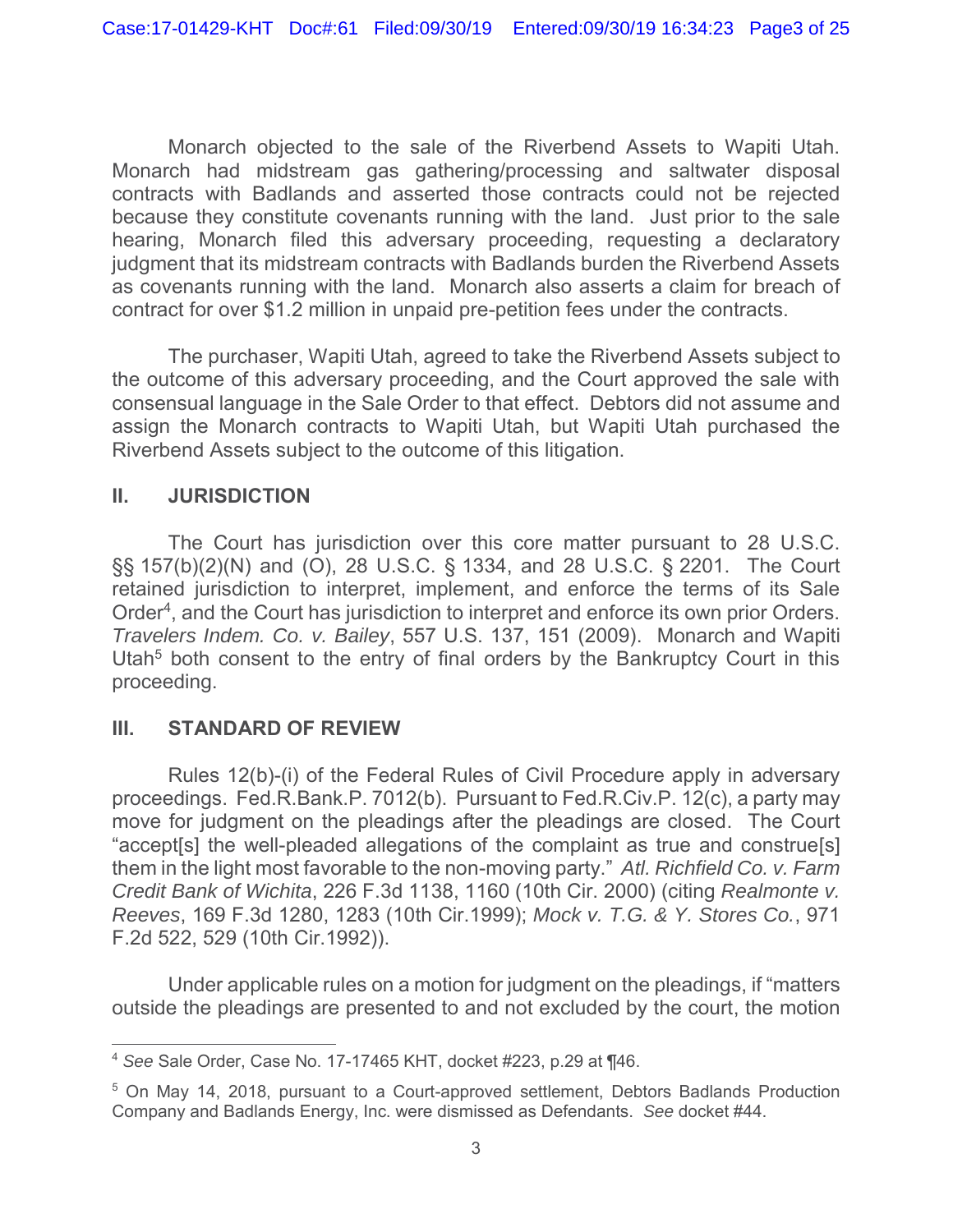Monarch objected to the sale of the Riverbend Assets to Wapiti Utah. Monarch had midstream gas gathering/processing and saltwater disposal contracts with Badlands and asserted those contracts could not be rejected because they constitute covenants running with the land. Just prior to the sale hearing, Monarch filed this adversary proceeding, requesting a declaratory judgment that its midstream contracts with Badlands burden the Riverbend Assets as covenants running with the land. Monarch also asserts a claim for breach of contract for over $1.2 million in unpaid pre-petition fees under the contracts.

The purchaser, Wapiti Utah, agreed to take the Riverbend Assets subject to the outcome of this adversary proceeding, and the Court approved the sale with consensual language in the Sale Order to that effect. Debtors did not assume and assign the Monarch contracts to Wapiti Utah, but Wapiti Utah purchased the Riverbend Assets subject to the outcome of this litigation.

## II. JURISDICTION

The Court has jurisdiction over this core matter pursuant to 28 U.S.C. §§ 157(b)(2)(N) and (O), 28 U.S.C. § 1334, and 28 U.S.C. § 2201. The Court retained jurisdiction to interpret, implement, and enforce the terms of its Sale Order[4], and the Court has jurisdiction to interpret and enforce its own prior Orders. *Travelers Indem. Co. v. Bailey*, 557 U.S. 137, 151 (2009). Monarch and Wapiti Utah[5] both consent to the entry of final orders by the Bankruptcy Court in this proceeding.

## III. STANDARD OF REVIEW

Rules 12(b)-(i) of the Federal Rules of Civil Procedure apply in adversary proceedings. Fed.R.Bank.P. 7012(b). Pursuant to Fed.R.Civ.P. 12(c), a party may move for judgment on the pleadings after the pleadings are closed. The Court "accept[s] the well-pleaded allegations of the complaint as true and construe[s] them in the light most favorable to the non-moving party." *Atl. Richfield Co. v. Farm Credit Bank of Wichita*, 226 F.3d 1138, 1160 (10th Cir. 2000) (citing *Realmonte v. Reeves*, 169 F.3d 1280, 1283 (10th Cir.1999); *Mock v. T.G. & Y. Stores Co.*, 971 F.2d 522, 529 (10th Cir.1992)).

Under applicable rules on a motion for judgment on the pleadings, if "matters outside the pleadings are presented to and not excluded by the court, the motion

---

[4] *See* Sale Order, Case No. 17-17465 KHT, docket #223, p.29 at ¶46.

[5] On May 14, 2018, pursuant to a Court-approved settlement, Debtors Badlands Production Company and Badlands Energy, Inc. were dismissed as Defendants. *See* docket #44.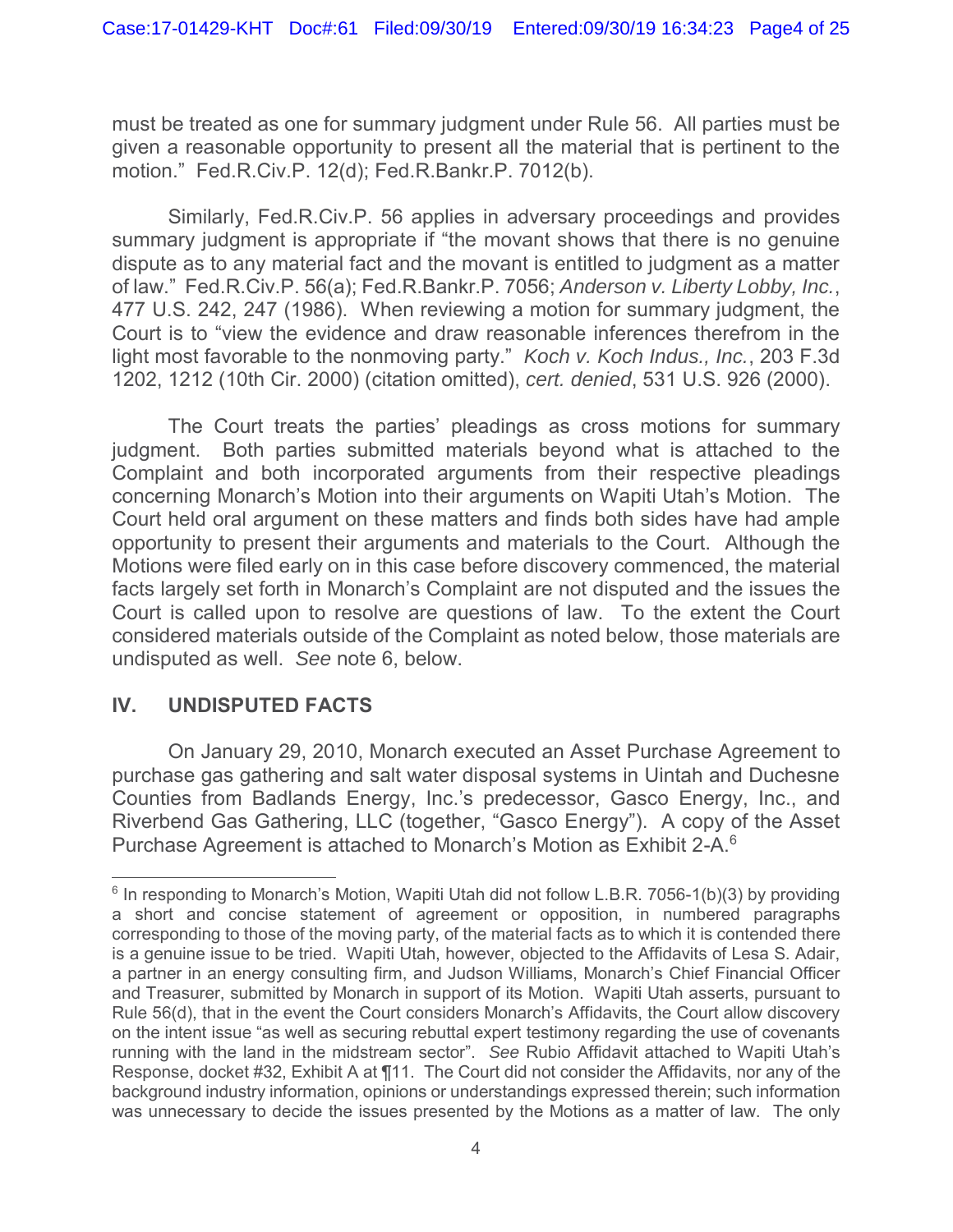must be treated as one for summary judgment under Rule 56. All parties must be given a reasonable opportunity to present all the material that is pertinent to the motion." Fed.R.Civ.P. 12(d); Fed.R.Bankr.P. 7012(b).

Similarly, Fed.R.Civ.P. 56 applies in adversary proceedings and provides summary judgment is appropriate if "the movant shows that there is no genuine dispute as to any material fact and the movant is entitled to judgment as a matter of law." Fed.R.Civ.P. 56(a); Fed.R.Bankr.P. 7056; *Anderson v. Liberty Lobby, Inc.*, 477 U.S. 242, 247 (1986). When reviewing a motion for summary judgment, the Court is to "view the evidence and draw reasonable inferences therefrom in the light most favorable to the nonmoving party." *Koch v. Koch Indus., Inc.*, 203 F.3d 1202, 1212 (10th Cir. 2000) (citation omitted), *cert. denied*, 531 U.S. 926 (2000).

The Court treats the parties' pleadings as cross motions for summary judgment. Both parties submitted materials beyond what is attached to the Complaint and both incorporated arguments from their respective pleadings concerning Monarch's Motion into their arguments on Wapiti Utah's Motion. The Court held oral argument on these matters and finds both sides have had ample opportunity to present their arguments and materials to the Court. Although the Motions were filed early on in this case before discovery commenced, the material facts largely set forth in Monarch's Complaint are not disputed and the issues the Court is called upon to resolve are questions of law. To the extent the Court considered materials outside of the Complaint as noted below, those materials are undisputed as well. *See* note 6, below.

## IV. UNDISPUTED FACTS

On January 29, 2010, Monarch executed an Asset Purchase Agreement to purchase gas gathering and salt water disposal systems in Uintah and Duchesne Counties from Badlands Energy, Inc.'s predecessor, Gasco Energy, Inc., and Riverbend Gas Gathering, LLC (together, "Gasco Energy"). A copy of the Asset Purchase Agreement is attached to Monarch's Motion as Exhibit 2-A.[6]

---

[6] In responding to Monarch's Motion, Wapiti Utah did not follow L.B.R. 7056-1(b)(3) by providing a short and concise statement of agreement or opposition, in numbered paragraphs corresponding to those of the moving party, of the material facts as to which it is contended there is a genuine issue to be tried. Wapiti Utah, however, objected to the Affidavits of Lesa S. Adair, a partner in an energy consulting firm, and Judson Williams, Monarch's Chief Financial Officer and Treasurer, submitted by Monarch in support of its Motion. Wapiti Utah asserts, pursuant to Rule 56(d), that in the event the Court considers Monarch's Affidavits, the Court allow discovery on the intent issue "as well as securing rebuttal expert testimony regarding the use of covenants running with the land in the midstream sector". *See* Rubio Affidavit attached to Wapiti Utah's Response, docket #32, Exhibit A at ¶11. The Court did not consider the Affidavits, nor any of the background industry information, opinions or understandings expressed therein; such information was unnecessary to decide the issues presented by the Motions as a matter of law. The only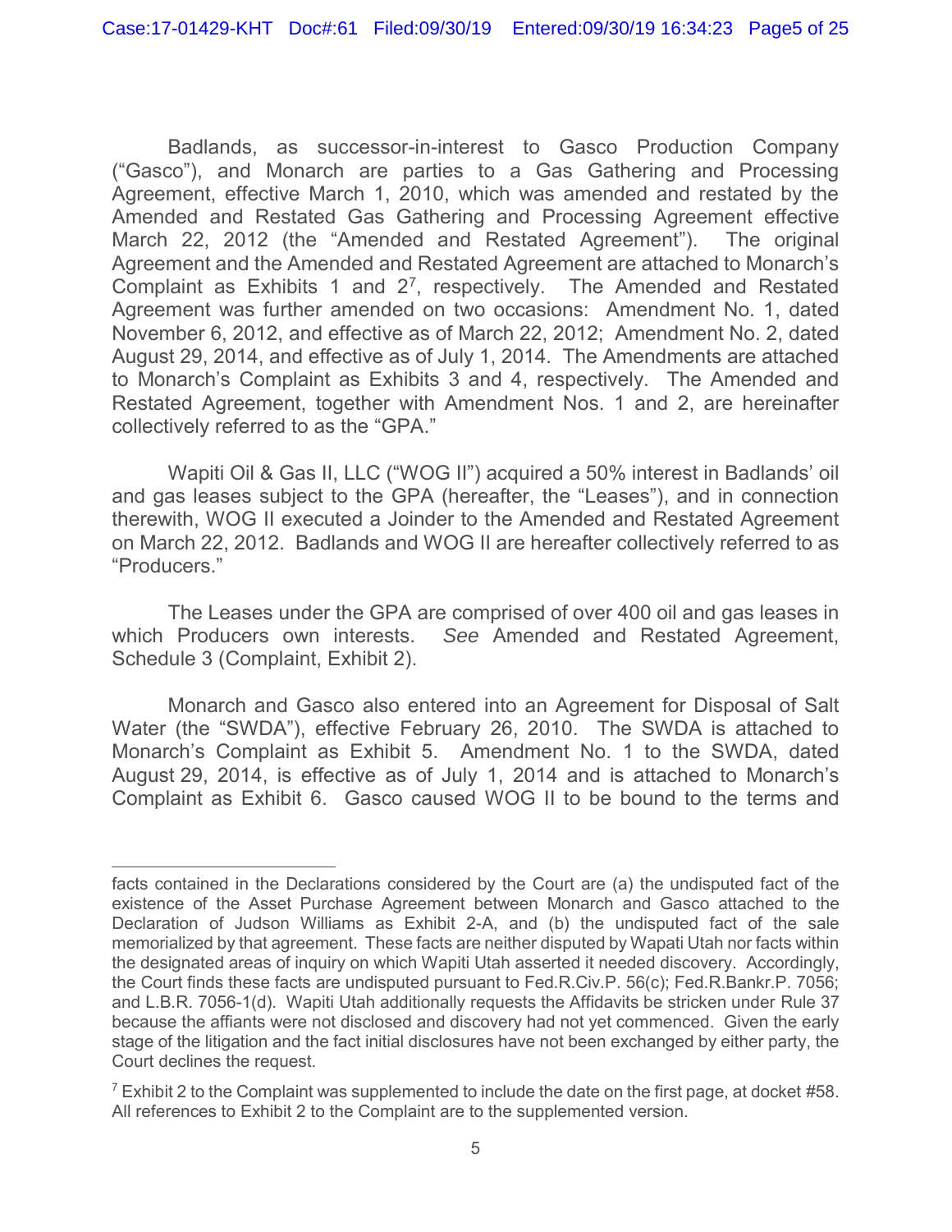Badlands, as successor-in-interest to Gasco Production Company ("Gasco"), and Monarch are parties to a Gas Gathering and Processing Agreement, effective March 1, 2010, which was amended and restated by the Amended and Restated Gas Gathering and Processing Agreement effective March 22, 2012 (the "Amended and Restated Agreement"). The original Agreement and the Amended and Restated Agreement are attached to Monarch's Complaint as Exhibits 1 and 2[7], respectively. The Amended and Restated Agreement was further amended on two occasions: Amendment No. 1, dated November 6, 2012, and effective as of March 22, 2012; Amendment No. 2, dated August 29, 2014, and effective as of July 1, 2014. The Amendments are attached to Monarch's Complaint as Exhibits 3 and 4, respectively. The Amended and Restated Agreement, together with Amendment Nos. 1 and 2, are hereinafter collectively referred to as the "GPA."

Wapiti Oil & Gas II, LLC ("WOG II") acquired a 50% interest in Badlands' oil and gas leases subject to the GPA (hereafter, the "Leases"), and in connection therewith, WOG II executed a Joinder to the Amended and Restated Agreement on March 22, 2012. Badlands and WOG II are hereafter collectively referred to as "Producers."

The Leases under the GPA are comprised of over 400 oil and gas leases in which Producers own interests. *See* Amended and Restated Agreement, Schedule 3 (Complaint, Exhibit 2).

Monarch and Gasco also entered into an Agreement for Disposal of Salt Water (the "SWDA"), effective February 26, 2010. The SWDA is attached to Monarch's Complaint as Exhibit 5. Amendment No. 1 to the SWDA, dated August 29, 2014, is effective as of July 1, 2014 and is attached to Monarch's Complaint as Exhibit 6. Gasco caused WOG II to be bound to the terms and

---

facts contained in the Declarations considered by the Court are (a) the undisputed fact of the existence of the Asset Purchase Agreement between Monarch and Gasco attached to the Declaration of Judson Williams as Exhibit 2-A, and (b) the undisputed fact of the sale memorialized by that agreement. These facts are neither disputed by Wapiti Utah nor facts within the designated areas of inquiry on which Wapiti Utah asserted it needed discovery. Accordingly, the Court finds these facts are undisputed pursuant to Fed.R.Civ.P. 56(c); Fed.R.Bankr.P. 7056; and L.B.R. 7056-1(d). Wapiti Utah additionally requests the Affidavits be stricken under Rule 37 because the affiants were not disclosed and discovery had not yet commenced. Given the early stage of the litigation and the fact initial disclosures have not been exchanged by either party, the Court declines the request.

[7] Exhibit 2 to the Complaint was supplemented to include the date on the first page, at docket #58. All references to Exhibit 2 to the Complaint are to the supplemented version.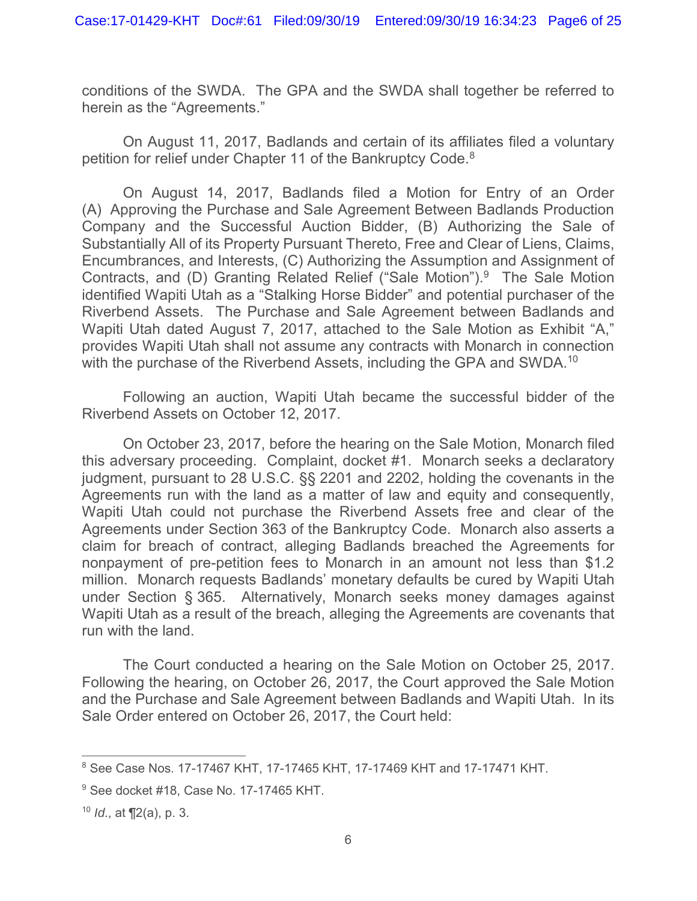conditions of the SWDA. The GPA and the SWDA shall together be referred to herein as the "Agreements."

On August 11, 2017, Badlands and certain of its affiliates filed a voluntary petition for relief under Chapter 11 of the Bankruptcy Code.[8]

On August 14, 2017, Badlands filed a Motion for Entry of an Order (A) Approving the Purchase and Sale Agreement Between Badlands Production Company and the Successful Auction Bidder, (B) Authorizing the Sale of Substantially All of its Property Pursuant Thereto, Free and Clear of Liens, Claims, Encumbrances, and Interests, (C) Authorizing the Assumption and Assignment of Contracts, and (D) Granting Related Relief ("Sale Motion").[9] The Sale Motion identified Wapiti Utah as a "Stalking Horse Bidder" and potential purchaser of the Riverbend Assets. The Purchase and Sale Agreement between Badlands and Wapiti Utah dated August 7, 2017, attached to the Sale Motion as Exhibit "A," provides Wapiti Utah shall not assume any contracts with Monarch in connection with the purchase of the Riverbend Assets, including the GPA and SWDA.[10]

Following an auction, Wapiti Utah became the successful bidder of the Riverbend Assets on October 12, 2017.

On October 23, 2017, before the hearing on the Sale Motion, Monarch filed this adversary proceeding. Complaint, docket #1. Monarch seeks a declaratory judgment, pursuant to 28 U.S.C. §§ 2201 and 2202, holding the covenants in the Agreements run with the land as a matter of law and equity and consequently, Wapiti Utah could not purchase the Riverbend Assets free and clear of the Agreements under Section 363 of the Bankruptcy Code. Monarch also asserts a claim for breach of contract, alleging Badlands breached the Agreements for nonpayment of pre-petition fees to Monarch in an amount not less than $1.2 million. Monarch requests Badlands' monetary defaults be cured by Wapiti Utah under Section § 365. Alternatively, Monarch seeks money damages against Wapiti Utah as a result of the breach, alleging the Agreements are covenants that run with the land.

The Court conducted a hearing on the Sale Motion on October 25, 2017. Following the hearing, on October 26, 2017, the Court approved the Sale Motion and the Purchase and Sale Agreement between Badlands and Wapiti Utah. In its Sale Order entered on October 26, 2017, the Court held:

---

[8] See Case Nos. 17-17467 KHT, 17-17465 KHT, 17-17469 KHT and 17-17471 KHT.

[9] See docket #18, Case No. 17-17465 KHT.

[10] *Id.*, at ¶2(a), p. 3.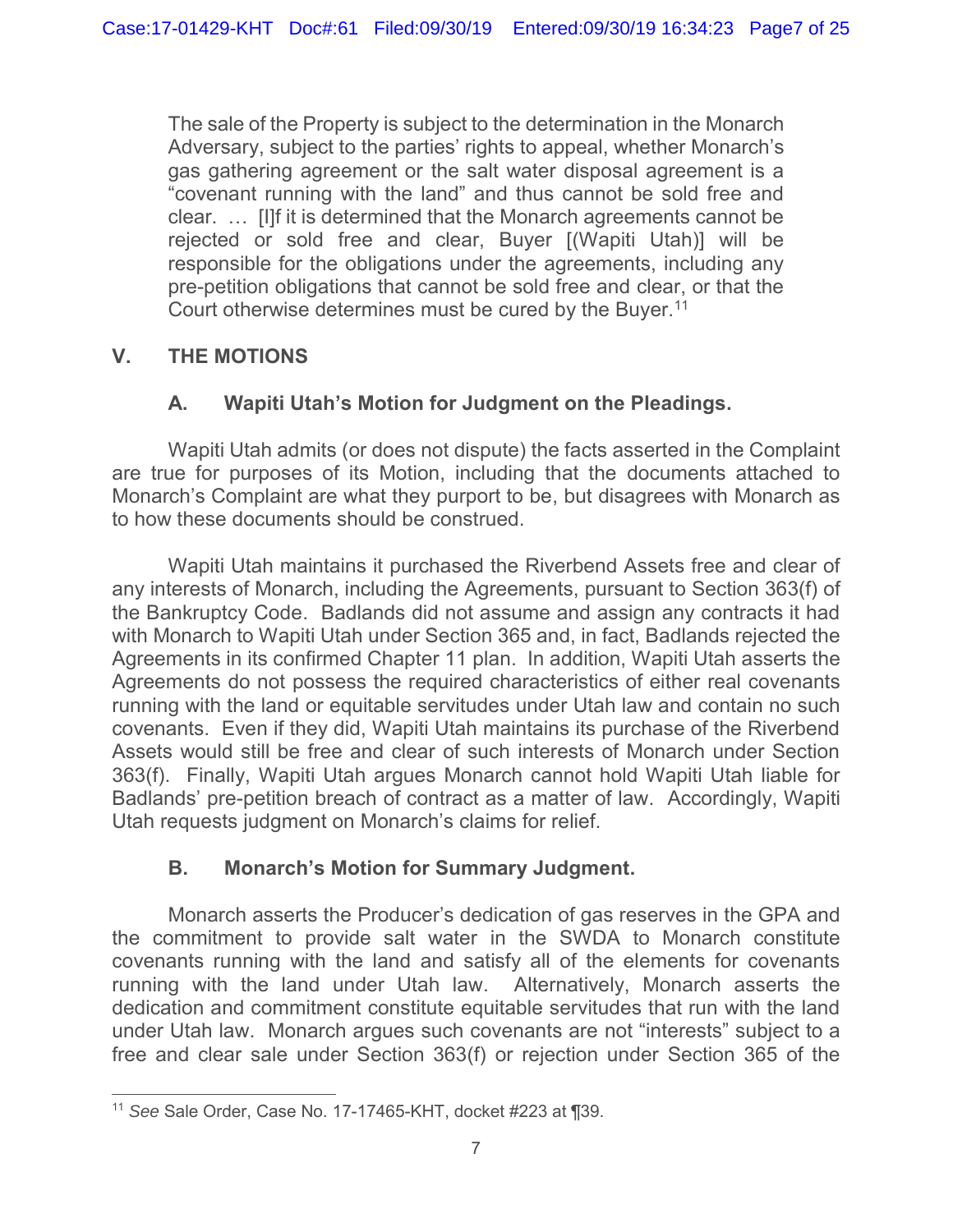> The sale of the Property is subject to the determination in the Monarch Adversary, subject to the parties' rights to appeal, whether Monarch's gas gathering agreement or the salt water disposal agreement is a "covenant running with the land" and thus cannot be sold free and clear. … [I]f it is determined that the Monarch agreements cannot be rejected or sold free and clear, Buyer [(Wapiti Utah)] will be responsible for the obligations under the agreements, including any pre-petition obligations that cannot be sold free and clear, or that the Court otherwise determines must be cured by the Buyer.[11]

## V. THE MOTIONS

### A. Wapiti Utah's Motion for Judgment on the Pleadings.

Wapiti Utah admits (or does not dispute) the facts asserted in the Complaint are true for purposes of its Motion, including that the documents attached to Monarch's Complaint are what they purport to be, but disagrees with Monarch as to how these documents should be construed.

Wapiti Utah maintains it purchased the Riverbend Assets free and clear of any interests of Monarch, including the Agreements, pursuant to Section 363(f) of the Bankruptcy Code. Badlands did not assume and assign any contracts it had with Monarch to Wapiti Utah under Section 365 and, in fact, Badlands rejected the Agreements in its confirmed Chapter 11 plan. In addition, Wapiti Utah asserts the Agreements do not possess the required characteristics of either real covenants running with the land or equitable servitudes under Utah law and contain no such covenants. Even if they did, Wapiti Utah maintains its purchase of the Riverbend Assets would still be free and clear of such interests of Monarch under Section 363(f). Finally, Wapiti Utah argues Monarch cannot hold Wapiti Utah liable for Badlands' pre-petition breach of contract as a matter of law. Accordingly, Wapiti Utah requests judgment on Monarch's claims for relief.

### B. Monarch's Motion for Summary Judgment.

Monarch asserts the Producer's dedication of gas reserves in the GPA and the commitment to provide salt water in the SWDA to Monarch constitute covenants running with the land and satisfy all of the elements for covenants running with the land under Utah law. Alternatively, Monarch asserts the dedication and commitment constitute equitable servitudes that run with the land under Utah law. Monarch argues such covenants are not "interests" subject to a free and clear sale under Section 363(f) or rejection under Section 365 of the

---

[11] *See* Sale Order, Case No. 17-17465-KHT, docket #223 at ¶39.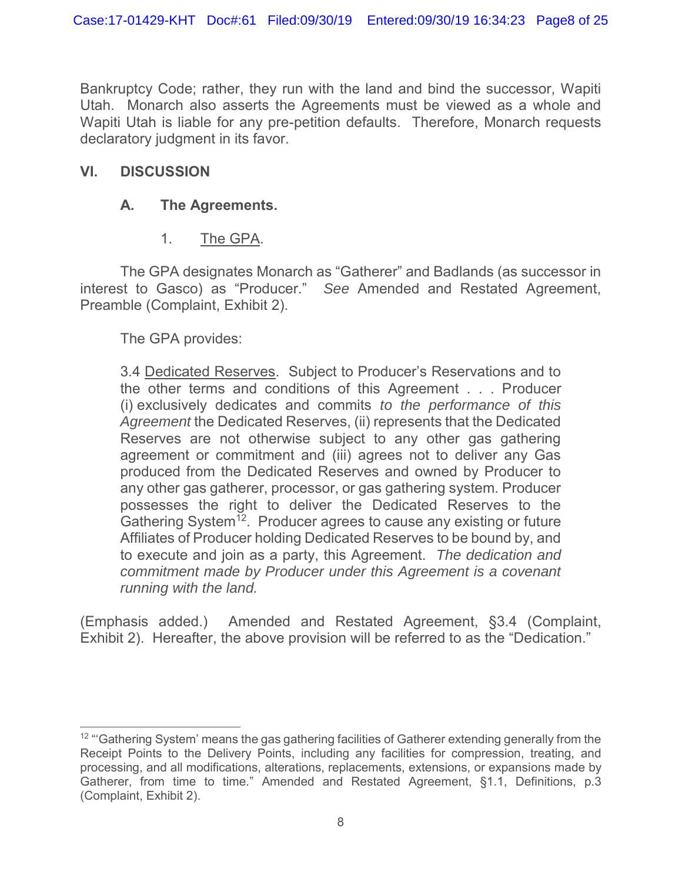Bankruptcy Code; rather, they run with the land and bind the successor, Wapiti Utah. Monarch also asserts the Agreements must be viewed as a whole and Wapiti Utah is liable for any pre-petition defaults. Therefore, Monarch requests declaratory judgment in its favor.

## VI. DISCUSSION

### A. The Agreements.

#### 1. The GPA.

The GPA designates Monarch as "Gatherer" and Badlands (as successor in interest to Gasco) as "Producer." *See* Amended and Restated Agreement, Preamble (Complaint, Exhibit 2).

The GPA provides:

> 3.4 Dedicated Reserves. Subject to Producer's Reservations and to the other terms and conditions of this Agreement . . . Producer (i) exclusively dedicates and commits *to the performance of this Agreement* the Dedicated Reserves, (ii) represents that the Dedicated Reserves are not otherwise subject to any other gas gathering agreement or commitment and (iii) agrees not to deliver any Gas produced from the Dedicated Reserves and owned by Producer to any other gas gatherer, processor, or gas gathering system. Producer possesses the right to deliver the Dedicated Reserves to the Gathering System[12]. Producer agrees to cause any existing or future Affiliates of Producer holding Dedicated Reserves to be bound by, and to execute and join as a party, this Agreement. *The dedication and commitment made by Producer under this Agreement is a covenant running with the land.*

(Emphasis added.) Amended and Restated Agreement, §3.4 (Complaint, Exhibit 2). Hereafter, the above provision will be referred to as the "Dedication."

---

[12] "'Gathering System' means the gas gathering facilities of Gatherer extending generally from the Receipt Points to the Delivery Points, including any facilities for compression, treating, and processing, and all modifications, alterations, replacements, extensions, or expansions made by Gatherer, from time to time." Amended and Restated Agreement, §1.1, Definitions, p.3 (Complaint, Exhibit 2).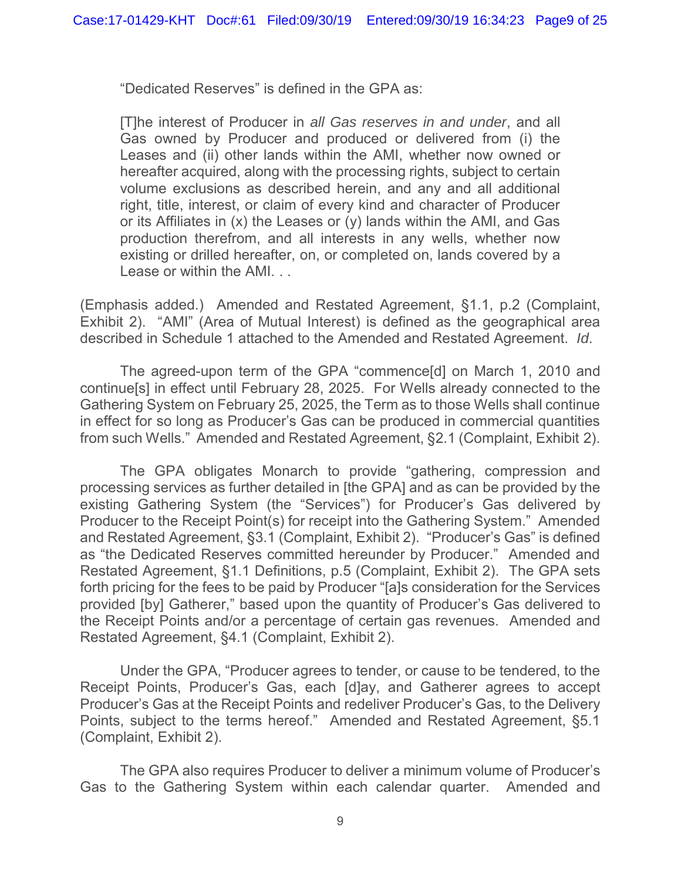"Dedicated Reserves" is defined in the GPA as:

> [T]he interest of Producer in *all Gas reserves in and under*, and all Gas owned by Producer and produced or delivered from (i) the Leases and (ii) other lands within the AMI, whether now owned or hereafter acquired, along with the processing rights, subject to certain volume exclusions as described herein, and any and all additional right, title, interest, or claim of every kind and character of Producer or its Affiliates in (x) the Leases or (y) lands within the AMI, and Gas production therefrom, and all interests in any wells, whether now existing or drilled hereafter, on, or completed on, lands covered by a Lease or within the AMI. . .

(Emphasis added.) Amended and Restated Agreement, §1.1, p.2 (Complaint, Exhibit 2). "AMI" (Area of Mutual Interest) is defined as the geographical area described in Schedule 1 attached to the Amended and Restated Agreement. *Id*.

The agreed-upon term of the GPA "commence[d] on March 1, 2010 and continue[s] in effect until February 28, 2025. For Wells already connected to the Gathering System on February 25, 2025, the Term as to those Wells shall continue in effect for so long as Producer's Gas can be produced in commercial quantities from such Wells." Amended and Restated Agreement, §2.1 (Complaint, Exhibit 2).

The GPA obligates Monarch to provide "gathering, compression and processing services as further detailed in [the GPA] and as can be provided by the existing Gathering System (the "Services") for Producer's Gas delivered by Producer to the Receipt Point(s) for receipt into the Gathering System." Amended and Restated Agreement, §3.1 (Complaint, Exhibit 2). "Producer's Gas" is defined as "the Dedicated Reserves committed hereunder by Producer." Amended and Restated Agreement, §1.1 Definitions, p.5 (Complaint, Exhibit 2). The GPA sets forth pricing for the fees to be paid by Producer "[a]s consideration for the Services provided [by] Gatherer," based upon the quantity of Producer's Gas delivered to the Receipt Points and/or a percentage of certain gas revenues. Amended and Restated Agreement, §4.1 (Complaint, Exhibit 2).

Under the GPA, "Producer agrees to tender, or cause to be tendered, to the Receipt Points, Producer's Gas, each [d]ay, and Gatherer agrees to accept Producer's Gas at the Receipt Points and redeliver Producer's Gas, to the Delivery Points, subject to the terms hereof." Amended and Restated Agreement, §5.1 (Complaint, Exhibit 2).

The GPA also requires Producer to deliver a minimum volume of Producer's Gas to the Gathering System within each calendar quarter. Amended and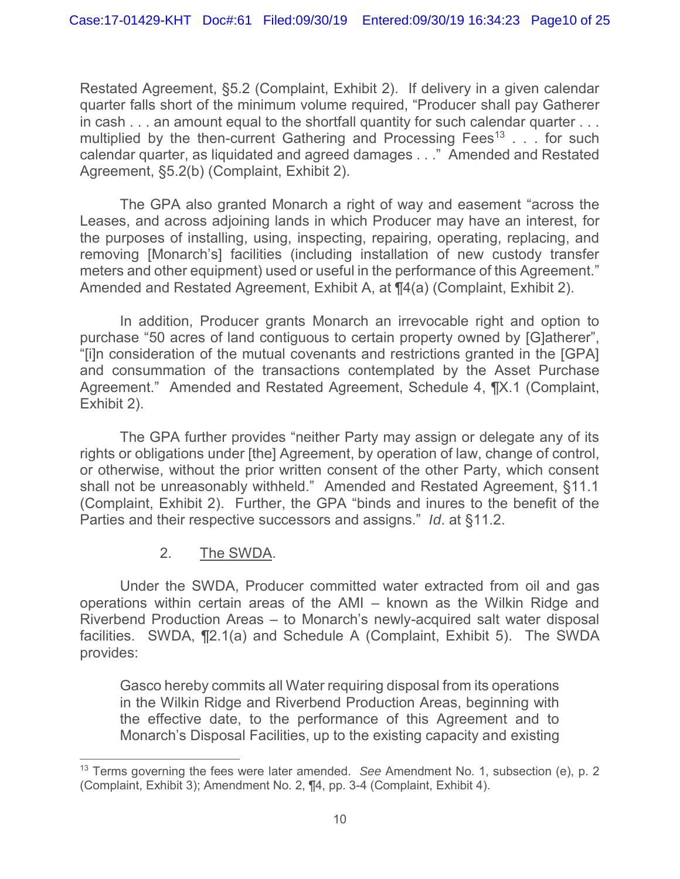Restated Agreement, §5.2 (Complaint, Exhibit 2). If delivery in a given calendar quarter falls short of the minimum volume required, "Producer shall pay Gatherer in cash . . . an amount equal to the shortfall quantity for such calendar quarter . . . multiplied by the then-current Gathering and Processing Fees[13] . . . for such calendar quarter, as liquidated and agreed damages . . ." Amended and Restated Agreement, §5.2(b) (Complaint, Exhibit 2).

The GPA also granted Monarch a right of way and easement "across the Leases, and across adjoining lands in which Producer may have an interest, for the purposes of installing, using, inspecting, repairing, operating, replacing, and removing [Monarch's] facilities (including installation of new custody transfer meters and other equipment) used or useful in the performance of this Agreement." Amended and Restated Agreement, Exhibit A, at ¶4(a) (Complaint, Exhibit 2).

In addition, Producer grants Monarch an irrevocable right and option to purchase "50 acres of land contiguous to certain property owned by [G]atherer", "[i]n consideration of the mutual covenants and restrictions granted in the [GPA] and consummation of the transactions contemplated by the Asset Purchase Agreement." Amended and Restated Agreement, Schedule 4, ¶X.1 (Complaint, Exhibit 2).

The GPA further provides "neither Party may assign or delegate any of its rights or obligations under [the] Agreement, by operation of law, change of control, or otherwise, without the prior written consent of the other Party, which consent shall not be unreasonably withheld." Amended and Restated Agreement, §11.1 (Complaint, Exhibit 2). Further, the GPA "binds and inures to the benefit of the Parties and their respective successors and assigns." *Id*. at §11.2.

2. <u>The SWDA</u>.

Under the SWDA, Producer committed water extracted from oil and gas operations within certain areas of the AMI – known as the Wilkin Ridge and Riverbend Production Areas – to Monarch's newly-acquired salt water disposal facilities. SWDA, ¶2.1(a) and Schedule A (Complaint, Exhibit 5). The SWDA provides:

> Gasco hereby commits all Water requiring disposal from its operations in the Wilkin Ridge and Riverbend Production Areas, beginning with the effective date, to the performance of this Agreement and to Monarch's Disposal Facilities, up to the existing capacity and existing

---

[13] Terms governing the fees were later amended. *See* Amendment No. 1, subsection (e), p. 2 (Complaint, Exhibit 3); Amendment No. 2, ¶4, pp. 3-4 (Complaint, Exhibit 4).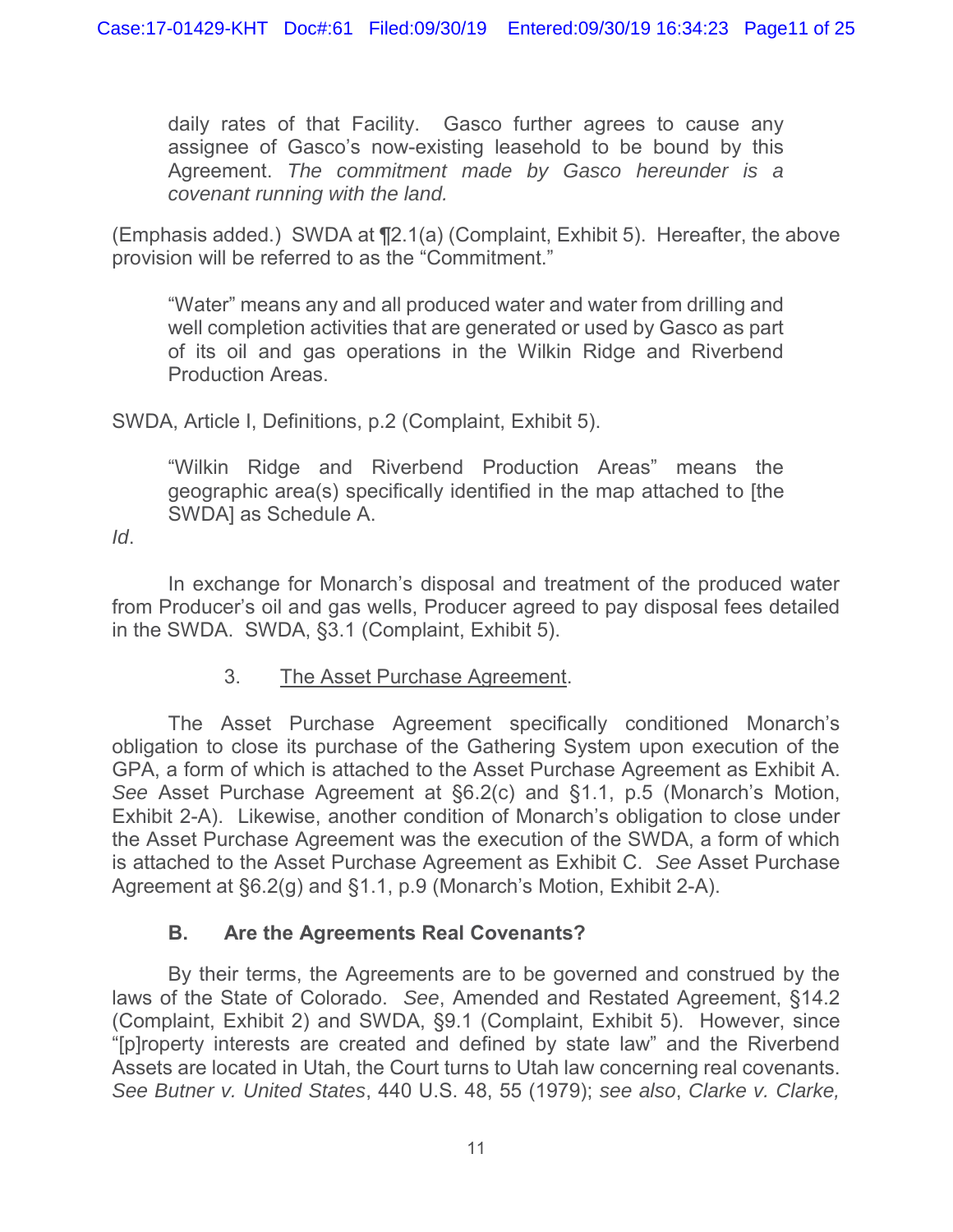> daily rates of that Facility. Gasco further agrees to cause any assignee of Gasco's now-existing leasehold to be bound by this Agreement. *The commitment made by Gasco hereunder is a covenant running with the land.*

(Emphasis added.) SWDA at ¶2.1(a) (Complaint, Exhibit 5). Hereafter, the above provision will be referred to as the "Commitment."

> "Water" means any and all produced water and water from drilling and well completion activities that are generated or used by Gasco as part of its oil and gas operations in the Wilkin Ridge and Riverbend Production Areas.

SWDA, Article I, Definitions, p.2 (Complaint, Exhibit 5).

> "Wilkin Ridge and Riverbend Production Areas" means the geographic area(s) specifically identified in the map attached to [the SWDA] as Schedule A.

*Id*.

In exchange for Monarch's disposal and treatment of the produced water from Producer's oil and gas wells, Producer agreed to pay disposal fees detailed in the SWDA. SWDA, §3.1 (Complaint, Exhibit 5).

3. <u>The Asset Purchase Agreement</u>.

The Asset Purchase Agreement specifically conditioned Monarch's obligation to close its purchase of the Gathering System upon execution of the GPA, a form of which is attached to the Asset Purchase Agreement as Exhibit A. *See* Asset Purchase Agreement at §6.2(c) and §1.1, p.5 (Monarch's Motion, Exhibit 2-A). Likewise, another condition of Monarch's obligation to close under the Asset Purchase Agreement was the execution of the SWDA, a form of which is attached to the Asset Purchase Agreement as Exhibit C. *See* Asset Purchase Agreement at §6.2(g) and §1.1, p.9 (Monarch's Motion, Exhibit 2-A).

### B. Are the Agreements Real Covenants?

By their terms, the Agreements are to be governed and construed by the laws of the State of Colorado. *See*, Amended and Restated Agreement, §14.2 (Complaint, Exhibit 2) and SWDA, §9.1 (Complaint, Exhibit 5). However, since "[p]roperty interests are created and defined by state law" and the Riverbend Assets are located in Utah, the Court turns to Utah law concerning real covenants. *See Butner v. United States*, 440 U.S. 48, 55 (1979); *see also*, *Clarke v. Clarke,*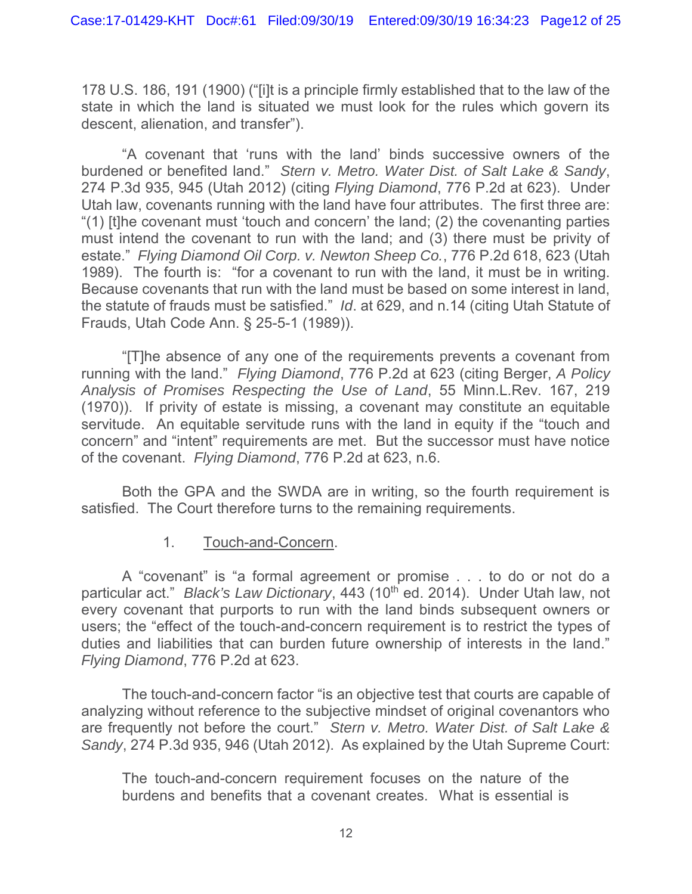178 U.S. 186, 191 (1900) ("[i]t is a principle firmly established that to the law of the state in which the land is situated we must look for the rules which govern its descent, alienation, and transfer").

"A covenant that 'runs with the land' binds successive owners of the burdened or benefited land." *Stern v. Metro. Water Dist. of Salt Lake & Sandy*, 274 P.3d 935, 945 (Utah 2012) (citing *Flying Diamond*, 776 P.2d at 623). Under Utah law, covenants running with the land have four attributes. The first three are: "(1) [t]he covenant must 'touch and concern' the land; (2) the covenanting parties must intend the covenant to run with the land; and (3) there must be privity of estate." *Flying Diamond Oil Corp. v. Newton Sheep Co.*, 776 P.2d 618, 623 (Utah 1989). The fourth is: "for a covenant to run with the land, it must be in writing. Because covenants that run with the land must be based on some interest in land, the statute of frauds must be satisfied." *Id*. at 629, and n.14 (citing Utah Statute of Frauds, Utah Code Ann. § 25-5-1 (1989)).

"[T]he absence of any one of the requirements prevents a covenant from running with the land." *Flying Diamond*, 776 P.2d at 623 (citing Berger, *A Policy Analysis of Promises Respecting the Use of Land*, 55 Minn.L.Rev. 167, 219 (1970)). If privity of estate is missing, a covenant may constitute an equitable servitude. An equitable servitude runs with the land in equity if the "touch and concern" and "intent" requirements are met. But the successor must have notice of the covenant. *Flying Diamond*, 776 P.2d at 623, n.6.

Both the GPA and the SWDA are in writing, so the fourth requirement is satisfied. The Court therefore turns to the remaining requirements.

1. Touch-and-Concern.

A "covenant" is "a formal agreement or promise . . . to do or not do a particular act." *Black's Law Dictionary*, 443 (10th ed. 2014). Under Utah law, not every covenant that purports to run with the land binds subsequent owners or users; the "effect of the touch-and-concern requirement is to restrict the types of duties and liabilities that can burden future ownership of interests in the land." *Flying Diamond*, 776 P.2d at 623.

The touch-and-concern factor "is an objective test that courts are capable of analyzing without reference to the subjective mindset of original covenantors who are frequently not before the court." *Stern v. Metro. Water Dist. of Salt Lake & Sandy*, 274 P.3d 935, 946 (Utah 2012). As explained by the Utah Supreme Court:

> The touch-and-concern requirement focuses on the nature of the burdens and benefits that a covenant creates. What is essential is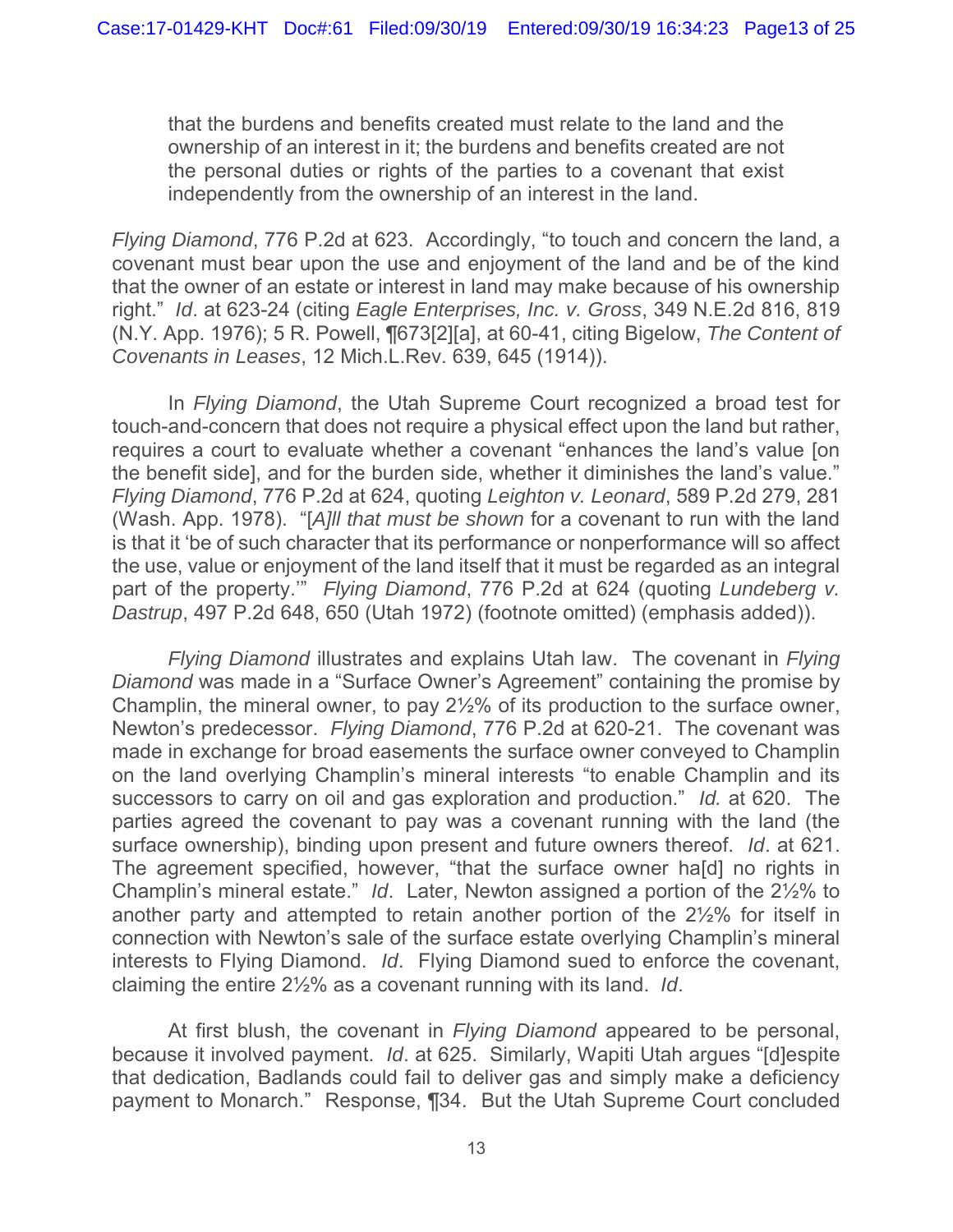> that the burdens and benefits created must relate to the land and the ownership of an interest in it; the burdens and benefits created are not the personal duties or rights of the parties to a covenant that exist independently from the ownership of an interest in the land.

*Flying Diamond*, 776 P.2d at 623. Accordingly, "to touch and concern the land, a covenant must bear upon the use and enjoyment of the land and be of the kind that the owner of an estate or interest in land may make because of his ownership right." *Id*. at 623-24 (citing *Eagle Enterprises, Inc. v. Gross*, 349 N.E.2d 816, 819 (N.Y. App. 1976); 5 R. Powell, ¶673[2][a], at 60-41, citing Bigelow, *The Content of Covenants in Leases*, 12 Mich.L.Rev. 639, 645 (1914)).

In *Flying Diamond*, the Utah Supreme Court recognized a broad test for touch-and-concern that does not require a physical effect upon the land but rather, requires a court to evaluate whether a covenant "enhances the land's value [on the benefit side], and for the burden side, whether it diminishes the land's value." *Flying Diamond*, 776 P.2d at 624, quoting *Leighton v. Leonard*, 589 P.2d 279, 281 (Wash. App. 1978). "[*A*]*ll that must be shown* for a covenant to run with the land is that it 'be of such character that its performance or nonperformance will so affect the use, value or enjoyment of the land itself that it must be regarded as an integral part of the property.'" *Flying Diamond*, 776 P.2d at 624 (quoting *Lundeberg v. Dastrup*, 497 P.2d 648, 650 (Utah 1972) (footnote omitted) (emphasis added)).

*Flying Diamond* illustrates and explains Utah law. The covenant in *Flying Diamond* was made in a "Surface Owner's Agreement" containing the promise by Champlin, the mineral owner, to pay 2½% of its production to the surface owner, Newton's predecessor. *Flying Diamond*, 776 P.2d at 620-21. The covenant was made in exchange for broad easements the surface owner conveyed to Champlin on the land overlying Champlin's mineral interests "to enable Champlin and its successors to carry on oil and gas exploration and production." *Id.* at 620. The parties agreed the covenant to pay was a covenant running with the land (the surface ownership), binding upon present and future owners thereof. *Id*. at 621. The agreement specified, however, "that the surface owner ha[d] no rights in Champlin's mineral estate." *Id*. Later, Newton assigned a portion of the 2½% to another party and attempted to retain another portion of the 2½% for itself in connection with Newton's sale of the surface estate overlying Champlin's mineral interests to Flying Diamond. *Id*. Flying Diamond sued to enforce the covenant, claiming the entire 2½% as a covenant running with its land. *Id*.

At first blush, the covenant in *Flying Diamond* appeared to be personal, because it involved payment. *Id*. at 625. Similarly, Wapiti Utah argues "[d]espite that dedication, Badlands could fail to deliver gas and simply make a deficiency payment to Monarch." Response, ¶34. But the Utah Supreme Court concluded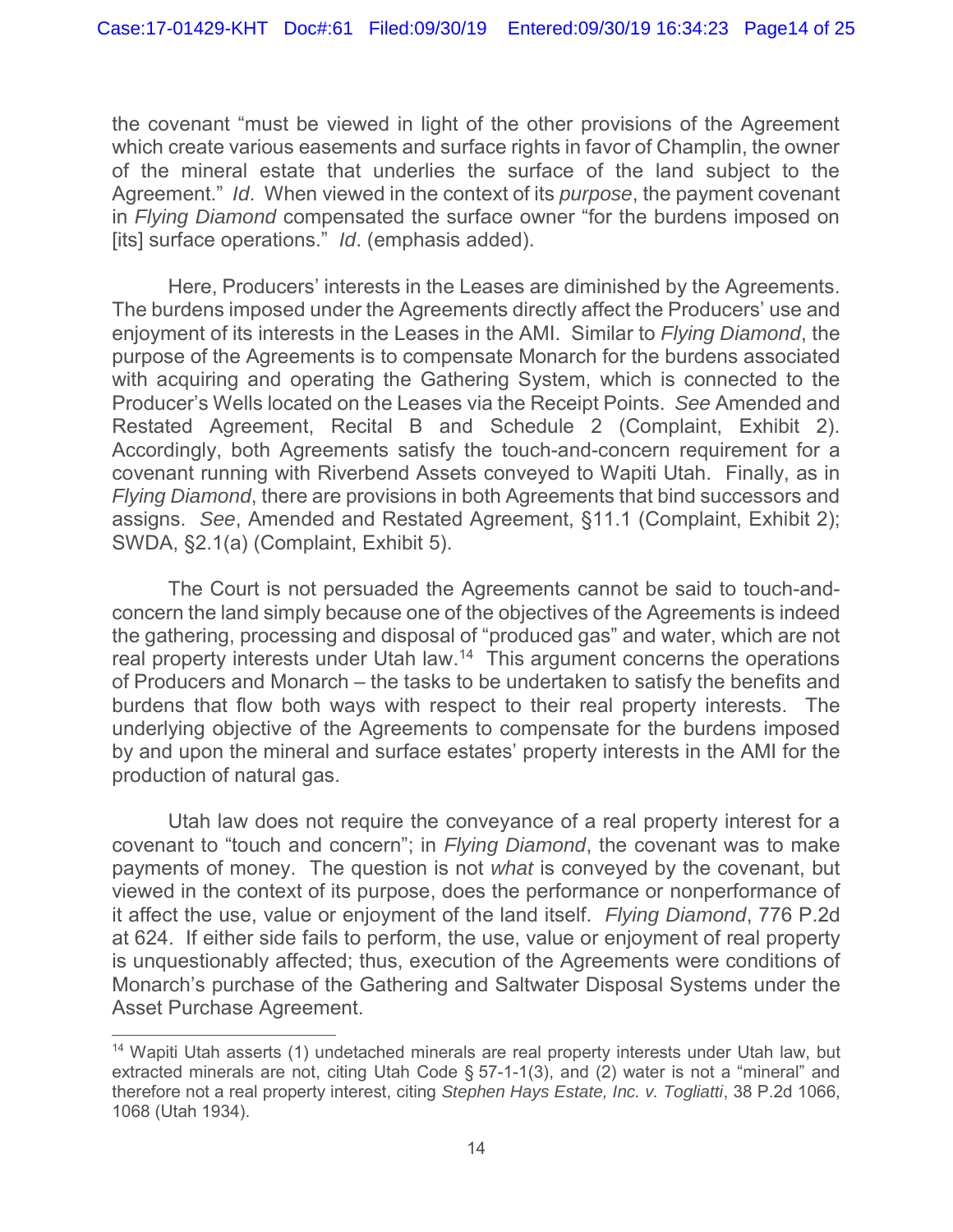the covenant "must be viewed in light of the other provisions of the Agreement which create various easements and surface rights in favor of Champlin, the owner of the mineral estate that underlies the surface of the land subject to the Agreement." *Id*. When viewed in the context of its *purpose*, the payment covenant in *Flying Diamond* compensated the surface owner "for the burdens imposed on [its] surface operations." *Id*. (emphasis added).

Here, Producers' interests in the Leases are diminished by the Agreements. The burdens imposed under the Agreements directly affect the Producers' use and enjoyment of its interests in the Leases in the AMI. Similar to *Flying Diamond*, the purpose of the Agreements is to compensate Monarch for the burdens associated with acquiring and operating the Gathering System, which is connected to the Producer's Wells located on the Leases via the Receipt Points. *See* Amended and Restated Agreement, Recital B and Schedule 2 (Complaint, Exhibit 2). Accordingly, both Agreements satisfy the touch-and-concern requirement for a covenant running with Riverbend Assets conveyed to Wapiti Utah. Finally, as in *Flying Diamond*, there are provisions in both Agreements that bind successors and assigns. *See*, Amended and Restated Agreement, §11.1 (Complaint, Exhibit 2); SWDA, §2.1(a) (Complaint, Exhibit 5).

The Court is not persuaded the Agreements cannot be said to touch-and-concern the land simply because one of the objectives of the Agreements is indeed the gathering, processing and disposal of "produced gas" and water, which are not real property interests under Utah law.[14] This argument concerns the operations of Producers and Monarch – the tasks to be undertaken to satisfy the benefits and burdens that flow both ways with respect to their real property interests. The underlying objective of the Agreements to compensate for the burdens imposed by and upon the mineral and surface estates' property interests in the AMI for the production of natural gas.

Utah law does not require the conveyance of a real property interest for a covenant to "touch and concern"; in *Flying Diamond*, the covenant was to make payments of money. The question is not *what* is conveyed by the covenant, but viewed in the context of its purpose, does the performance or nonperformance of it affect the use, value or enjoyment of the land itself. *Flying Diamond*, 776 P.2d at 624. If either side fails to perform, the use, value or enjoyment of real property is unquestionably affected; thus, execution of the Agreements were conditions of Monarch's purchase of the Gathering and Saltwater Disposal Systems under the Asset Purchase Agreement.

---

[14] Wapiti Utah asserts (1) undetached minerals are real property interests under Utah law, but extracted minerals are not, citing Utah Code § 57-1-1(3), and (2) water is not a "mineral" and therefore not a real property interest, citing *Stephen Hays Estate, Inc. v. Togliatti*, 38 P.2d 1066, 1068 (Utah 1934).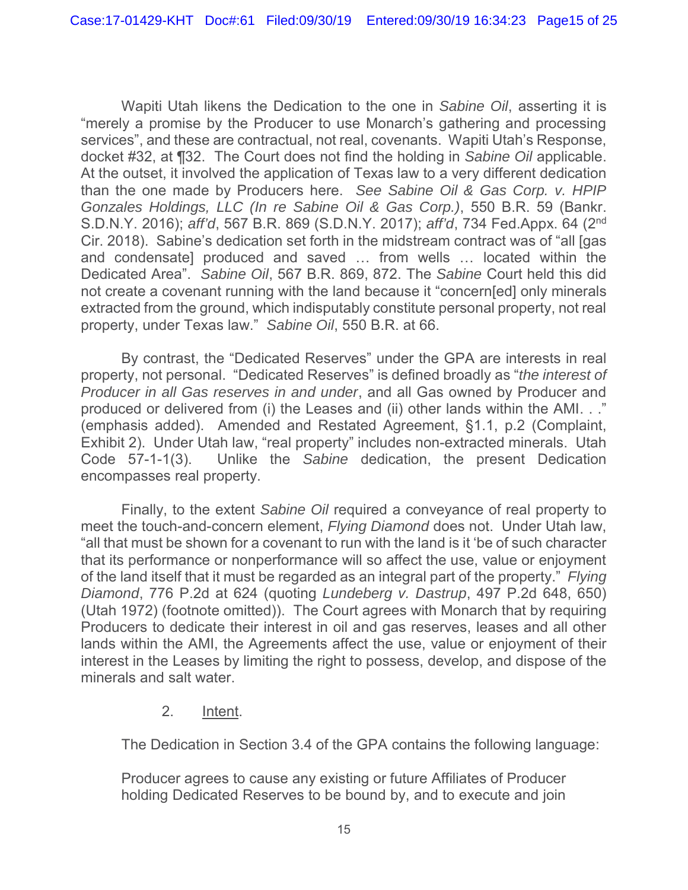Wapiti Utah likens the Dedication to the one in *Sabine Oil*, asserting it is "merely a promise by the Producer to use Monarch's gathering and processing services", and these are contractual, not real, covenants. Wapiti Utah's Response, docket #32, at ¶32. The Court does not find the holding in *Sabine Oil* applicable. At the outset, it involved the application of Texas law to a very different dedication than the one made by Producers here. *See Sabine Oil & Gas Corp. v. HPIP Gonzales Holdings, LLC (In re Sabine Oil & Gas Corp.)*, 550 B.R. 59 (Bankr. S.D.N.Y. 2016); *aff'd*, 567 B.R. 869 (S.D.N.Y. 2017); *aff'd*, 734 Fed.Appx. 64 (2nd Cir. 2018). Sabine's dedication set forth in the midstream contract was of "all [gas and condensate] produced and saved … from wells … located within the Dedicated Area". *Sabine Oil*, 567 B.R. 869, 872. The *Sabine* Court held this did not create a covenant running with the land because it "concern[ed] only minerals extracted from the ground, which indisputably constitute personal property, not real property, under Texas law." *Sabine Oil*, 550 B.R. at 66.

By contrast, the "Dedicated Reserves" under the GPA are interests in real property, not personal. "Dedicated Reserves" is defined broadly as "*the interest of Producer in all Gas reserves in and under*, and all Gas owned by Producer and produced or delivered from (i) the Leases and (ii) other lands within the AMI. . ." (emphasis added). Amended and Restated Agreement, §1.1, p.2 (Complaint, Exhibit 2). Under Utah law, "real property" includes non-extracted minerals. Utah Code 57-1-1(3). Unlike the *Sabine* dedication, the present Dedication encompasses real property.

Finally, to the extent *Sabine Oil* required a conveyance of real property to meet the touch-and-concern element, *Flying Diamond* does not. Under Utah law, "all that must be shown for a covenant to run with the land is it 'be of such character that its performance or nonperformance will so affect the use, value or enjoyment of the land itself that it must be regarded as an integral part of the property." *Flying Diamond*, 776 P.2d at 624 (quoting *Lundeberg v. Dastrup*, 497 P.2d 648, 650) (Utah 1972) (footnote omitted)). The Court agrees with Monarch that by requiring Producers to dedicate their interest in oil and gas reserves, leases and all other lands within the AMI, the Agreements affect the use, value or enjoyment of their interest in the Leases by limiting the right to possess, develop, and dispose of the minerals and salt water.

2. Intent.

The Dedication in Section 3.4 of the GPA contains the following language:

> Producer agrees to cause any existing or future Affiliates of Producer holding Dedicated Reserves to be bound by, and to execute and join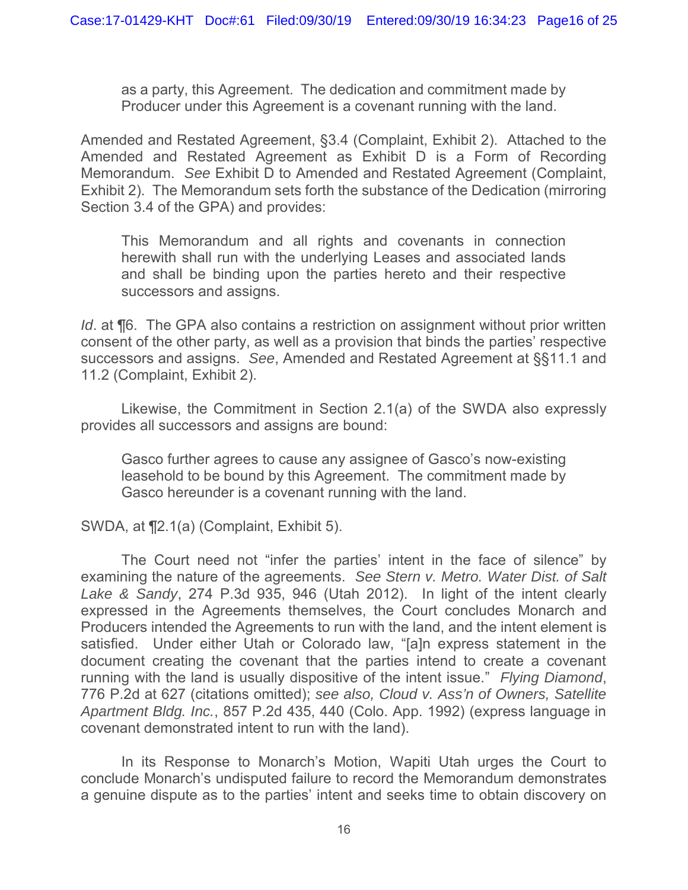> as a party, this Agreement. The dedication and commitment made by Producer under this Agreement is a covenant running with the land.

Amended and Restated Agreement, §3.4 (Complaint, Exhibit 2). Attached to the Amended and Restated Agreement as Exhibit D is a Form of Recording Memorandum. *See* Exhibit D to Amended and Restated Agreement (Complaint, Exhibit 2). The Memorandum sets forth the substance of the Dedication (mirroring Section 3.4 of the GPA) and provides:

> This Memorandum and all rights and covenants in connection herewith shall run with the underlying Leases and associated lands and shall be binding upon the parties hereto and their respective successors and assigns.

*Id*. at ¶6. The GPA also contains a restriction on assignment without prior written consent of the other party, as well as a provision that binds the parties' respective successors and assigns. *See*, Amended and Restated Agreement at §§11.1 and 11.2 (Complaint, Exhibit 2).

Likewise, the Commitment in Section 2.1(a) of the SWDA also expressly provides all successors and assigns are bound:

> Gasco further agrees to cause any assignee of Gasco's now-existing leasehold to be bound by this Agreement. The commitment made by Gasco hereunder is a covenant running with the land.

SWDA, at ¶2.1(a) (Complaint, Exhibit 5).

The Court need not "infer the parties' intent in the face of silence" by examining the nature of the agreements. *See Stern v. Metro. Water Dist. of Salt Lake & Sandy*, 274 P.3d 935, 946 (Utah 2012). In light of the intent clearly expressed in the Agreements themselves, the Court concludes Monarch and Producers intended the Agreements to run with the land, and the intent element is satisfied. Under either Utah or Colorado law, "[a]n express statement in the document creating the covenant that the parties intend to create a covenant running with the land is usually dispositive of the intent issue." *Flying Diamond*, 776 P.2d at 627 (citations omitted); *see also, Cloud v. Ass'n of Owners, Satellite Apartment Bldg. Inc.*, 857 P.2d 435, 440 (Colo. App. 1992) (express language in covenant demonstrated intent to run with the land).

In its Response to Monarch's Motion, Wapiti Utah urges the Court to conclude Monarch's undisputed failure to record the Memorandum demonstrates a genuine dispute as to the parties' intent and seeks time to obtain discovery on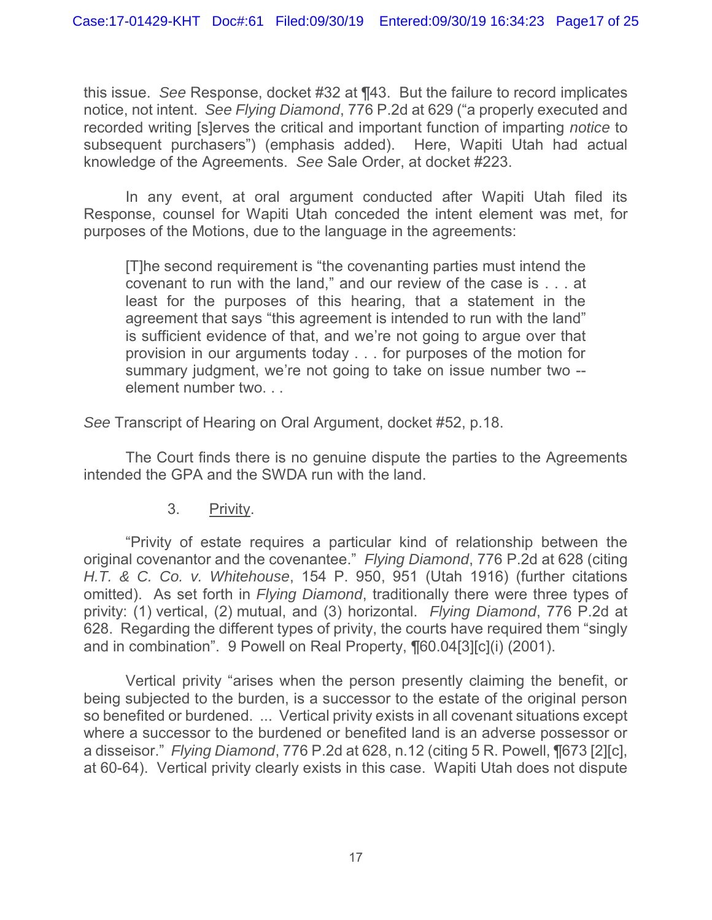this issue. *See* Response, docket #32 at ¶43. But the failure to record implicates notice, not intent. *See Flying Diamond*, 776 P.2d at 629 ("a properly executed and recorded writing [s]erves the critical and important function of imparting *notice* to subsequent purchasers") (emphasis added). Here, Wapiti Utah had actual knowledge of the Agreements. *See* Sale Order, at docket #223.

In any event, at oral argument conducted after Wapiti Utah filed its Response, counsel for Wapiti Utah conceded the intent element was met, for purposes of the Motions, due to the language in the agreements:

> [T]he second requirement is "the covenanting parties must intend the covenant to run with the land," and our review of the case is . . . at least for the purposes of this hearing, that a statement in the agreement that says "this agreement is intended to run with the land" is sufficient evidence of that, and we're not going to argue over that provision in our arguments today . . . for purposes of the motion for summary judgment, we're not going to take on issue number two -- element number two. . .

*See* Transcript of Hearing on Oral Argument, docket #52, p.18.

The Court finds there is no genuine dispute the parties to the Agreements intended the GPA and the SWDA run with the land.

3. <u>Privity</u>.

"Privity of estate requires a particular kind of relationship between the original covenantor and the covenantee." *Flying Diamond*, 776 P.2d at 628 (citing *H.T. & C. Co. v. Whitehouse*, 154 P. 950, 951 (Utah 1916) (further citations omitted). As set forth in *Flying Diamond*, traditionally there were three types of privity: (1) vertical, (2) mutual, and (3) horizontal. *Flying Diamond*, 776 P.2d at 628. Regarding the different types of privity, the courts have required them "singly and in combination". 9 Powell on Real Property, ¶60.04[3][c](i) (2001).

Vertical privity "arises when the person presently claiming the benefit, or being subjected to the burden, is a successor to the estate of the original person so benefited or burdened. ... Vertical privity exists in all covenant situations except where a successor to the burdened or benefited land is an adverse possessor or a disseisor." *Flying Diamond*, 776 P.2d at 628, n.12 (citing 5 R. Powell, ¶673 [2][c], at 60-64). Vertical privity clearly exists in this case. Wapiti Utah does not dispute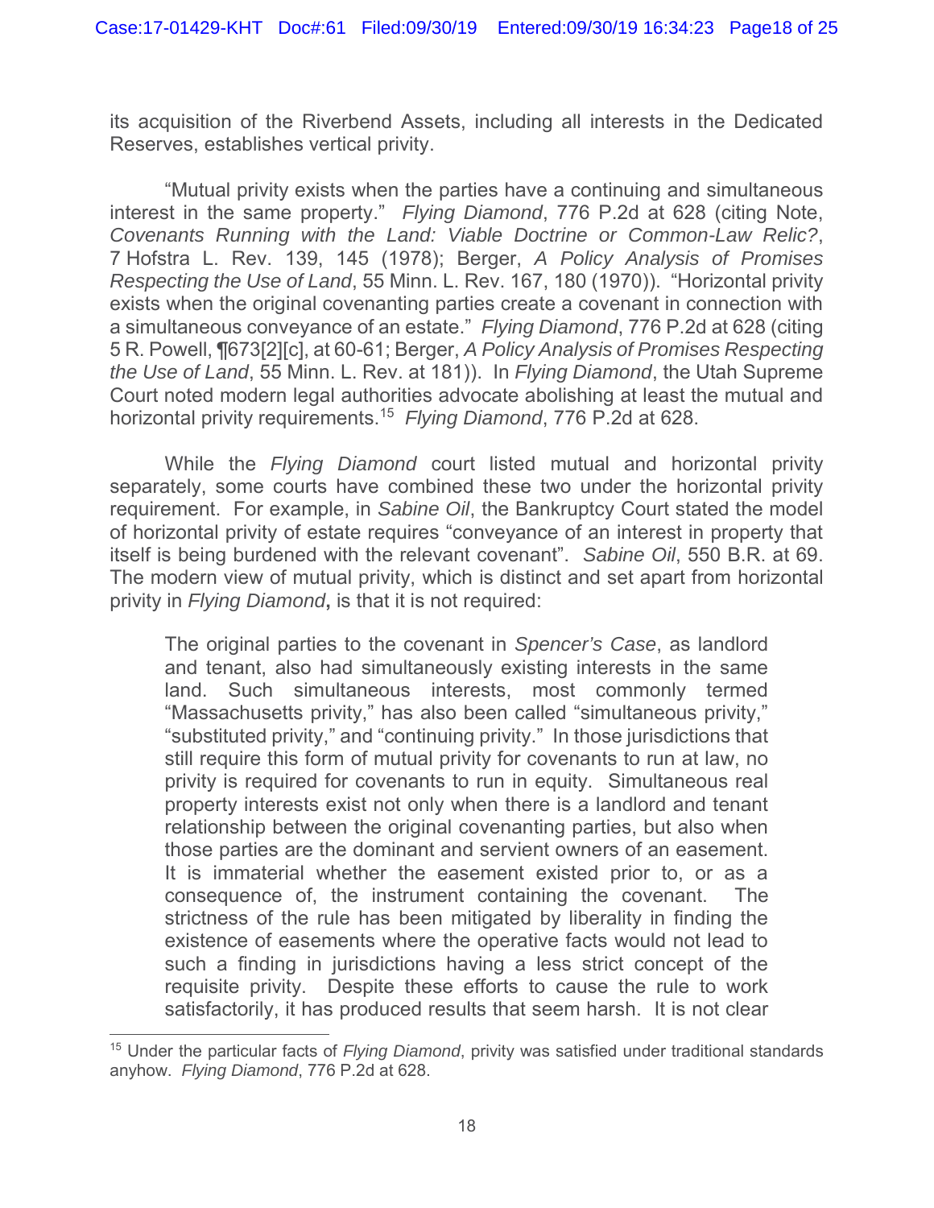its acquisition of the Riverbend Assets, including all interests in the Dedicated Reserves, establishes vertical privity.

"Mutual privity exists when the parties have a continuing and simultaneous interest in the same property." *Flying Diamond*, 776 P.2d at 628 (citing Note, *Covenants Running with the Land: Viable Doctrine or Common-Law Relic?*, 7 Hofstra L. Rev. 139, 145 (1978); Berger, *A Policy Analysis of Promises Respecting the Use of Land*, 55 Minn. L. Rev. 167, 180 (1970)). "Horizontal privity exists when the original covenanting parties create a covenant in connection with a simultaneous conveyance of an estate." *Flying Diamond*, 776 P.2d at 628 (citing 5 R. Powell, ¶673[2][c], at 60-61; Berger, *A Policy Analysis of Promises Respecting the Use of Land*, 55 Minn. L. Rev. at 181)). In *Flying Diamond*, the Utah Supreme Court noted modern legal authorities advocate abolishing at least the mutual and horizontal privity requirements.[15] *Flying Diamond*, 776 P.2d at 628.

While the *Flying Diamond* court listed mutual and horizontal privity separately, some courts have combined these two under the horizontal privity requirement. For example, in *Sabine Oil*, the Bankruptcy Court stated the model of horizontal privity of estate requires "conveyance of an interest in property that itself is being burdened with the relevant covenant". *Sabine Oil*, 550 B.R. at 69. The modern view of mutual privity, which is distinct and set apart from horizontal privity in *Flying Diamond***,** is that it is not required:

> The original parties to the covenant in *Spencer's Case*, as landlord and tenant, also had simultaneously existing interests in the same land. Such simultaneous interests, most commonly termed "Massachusetts privity," has also been called "simultaneous privity," "substituted privity," and "continuing privity." In those jurisdictions that still require this form of mutual privity for covenants to run at law, no privity is required for covenants to run in equity. Simultaneous real property interests exist not only when there is a landlord and tenant relationship between the original covenanting parties, but also when those parties are the dominant and servient owners of an easement. It is immaterial whether the easement existed prior to, or as a consequence of, the instrument containing the covenant. The strictness of the rule has been mitigated by liberality in finding the existence of easements where the operative facts would not lead to such a finding in jurisdictions having a less strict concept of the requisite privity. Despite these efforts to cause the rule to work satisfactorily, it has produced results that seem harsh. It is not clear

---

[15] Under the particular facts of *Flying Diamond*, privity was satisfied under traditional standards anyhow. *Flying Diamond*, 776 P.2d at 628.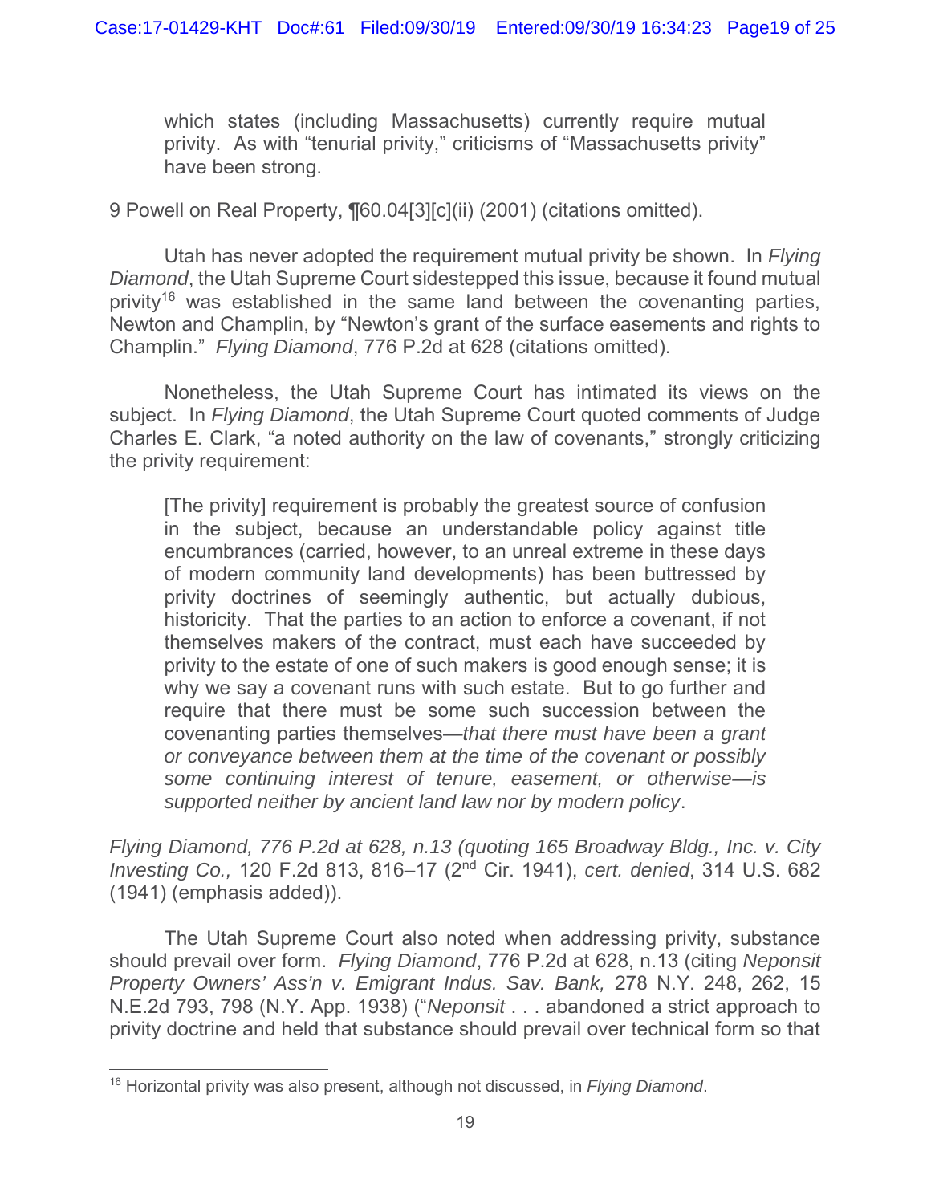> which states (including Massachusetts) currently require mutual privity. As with "tenurial privity," criticisms of "Massachusetts privity" have been strong.

9 Powell on Real Property, ¶60.04[3][c](ii) (2001) (citations omitted).

Utah has never adopted the requirement mutual privity be shown. In *Flying Diamond*, the Utah Supreme Court sidestepped this issue, because it found mutual privity[16] was established in the same land between the covenanting parties, Newton and Champlin, by "Newton's grant of the surface easements and rights to Champlin." *Flying Diamond*, 776 P.2d at 628 (citations omitted).

Nonetheless, the Utah Supreme Court has intimated its views on the subject. In *Flying Diamond*, the Utah Supreme Court quoted comments of Judge Charles E. Clark, "a noted authority on the law of covenants," strongly criticizing the privity requirement:

> [The privity] requirement is probably the greatest source of confusion in the subject, because an understandable policy against title encumbrances (carried, however, to an unreal extreme in these days of modern community land developments) has been buttressed by privity doctrines of seemingly authentic, but actually dubious, historicity. That the parties to an action to enforce a covenant, if not themselves makers of the contract, must each have succeeded by privity to the estate of one of such makers is good enough sense; it is why we say a covenant runs with such estate. But to go further and require that there must be some such succession between the covenanting parties themselves—*that there must have been a grant or conveyance between them at the time of the covenant or possibly some continuing interest of tenure, easement, or otherwise—is supported neither by ancient land law nor by modern policy*.

*Flying Diamond, 776 P.2d at 628, n.13 (quoting 165 Broadway Bldg., Inc. v. City Investing Co.,* 120 F.2d 813, 816–17 (2nd Cir. 1941), *cert. denied*, 314 U.S. 682 (1941) (emphasis added)).

The Utah Supreme Court also noted when addressing privity, substance should prevail over form. *Flying Diamond*, 776 P.2d at 628, n.13 (citing *Neponsit Property Owners' Ass'n v. Emigrant Indus. Sav. Bank,* 278 N.Y. 248, 262, 15 N.E.2d 793, 798 (N.Y. App. 1938) ("*Neponsit* . . . abandoned a strict approach to privity doctrine and held that substance should prevail over technical form so that

---

[16] Horizontal privity was also present, although not discussed, in *Flying Diamond*.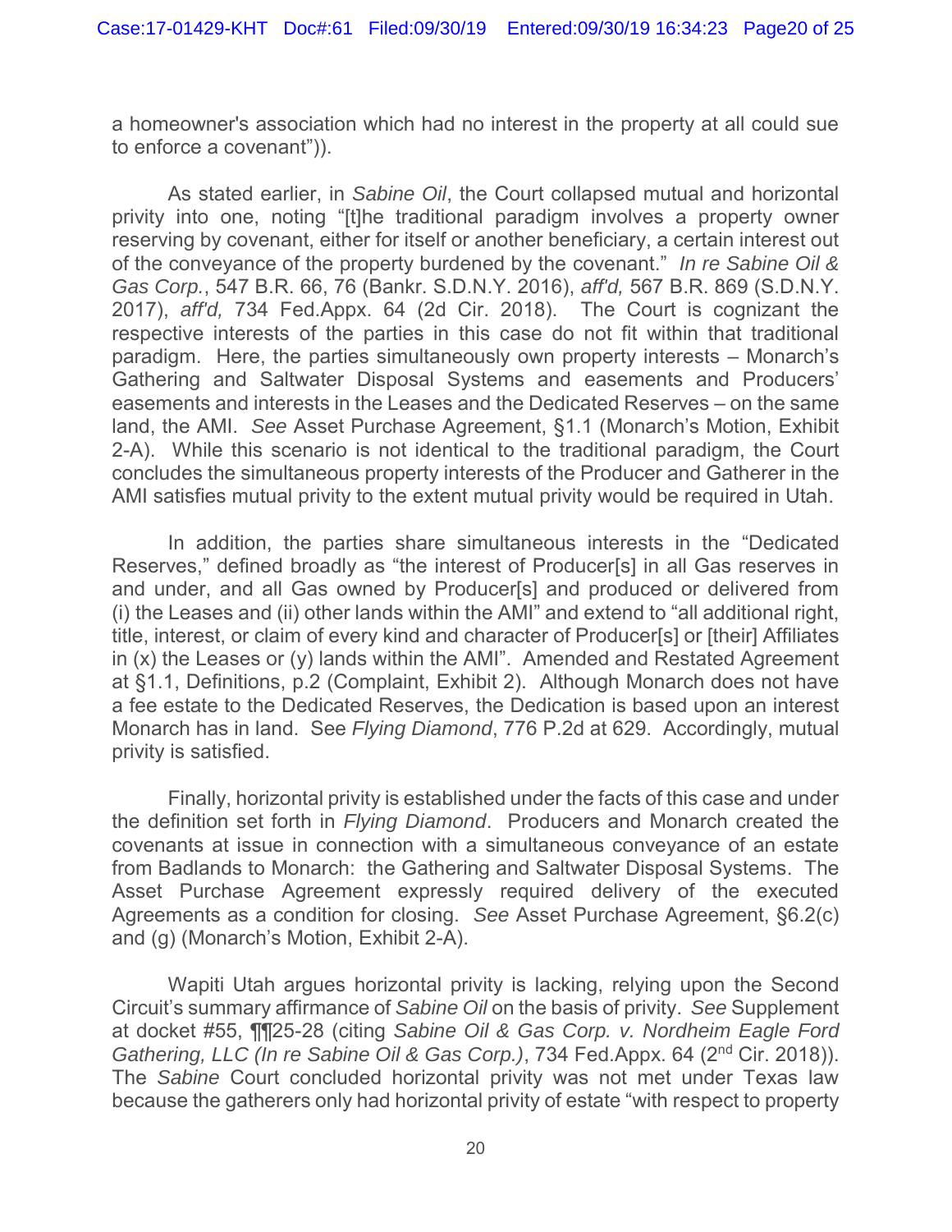a homeowner's association which had no interest in the property at all could sue to enforce a covenant")).

As stated earlier, in *Sabine Oil*, the Court collapsed mutual and horizontal privity into one, noting "[t]he traditional paradigm involves a property owner reserving by covenant, either for itself or another beneficiary, a certain interest out of the conveyance of the property burdened by the covenant." *In re Sabine Oil & Gas Corp.*, 547 B.R. 66, 76 (Bankr. S.D.N.Y. 2016), *aff'd,* 567 B.R. 869 (S.D.N.Y. 2017), *aff'd,* 734 Fed.Appx. 64 (2d Cir. 2018). The Court is cognizant the respective interests of the parties in this case do not fit within that traditional paradigm. Here, the parties simultaneously own property interests – Monarch's Gathering and Saltwater Disposal Systems and easements and Producers' easements and interests in the Leases and the Dedicated Reserves – on the same land, the AMI. *See* Asset Purchase Agreement, §1.1 (Monarch's Motion, Exhibit 2-A). While this scenario is not identical to the traditional paradigm, the Court concludes the simultaneous property interests of the Producer and Gatherer in the AMI satisfies mutual privity to the extent mutual privity would be required in Utah.

In addition, the parties share simultaneous interests in the "Dedicated Reserves," defined broadly as "the interest of Producer[s] in all Gas reserves in and under, and all Gas owned by Producer[s] and produced or delivered from (i) the Leases and (ii) other lands within the AMI" and extend to "all additional right, title, interest, or claim of every kind and character of Producer[s] or [their] Affiliates in (x) the Leases or (y) lands within the AMI". Amended and Restated Agreement at §1.1, Definitions, p.2 (Complaint, Exhibit 2). Although Monarch does not have a fee estate to the Dedicated Reserves, the Dedication is based upon an interest Monarch has in land. See *Flying Diamond*, 776 P.2d at 629. Accordingly, mutual privity is satisfied.

Finally, horizontal privity is established under the facts of this case and under the definition set forth in *Flying Diamond*. Producers and Monarch created the covenants at issue in connection with a simultaneous conveyance of an estate from Badlands to Monarch: the Gathering and Saltwater Disposal Systems. The Asset Purchase Agreement expressly required delivery of the executed Agreements as a condition for closing. *See* Asset Purchase Agreement, §6.2(c) and (g) (Monarch's Motion, Exhibit 2-A).

Wapiti Utah argues horizontal privity is lacking, relying upon the Second Circuit's summary affirmance of *Sabine Oil* on the basis of privity. *See* Supplement at docket #55, ¶¶25-28 (citing *Sabine Oil & Gas Corp. v. Nordheim Eagle Ford Gathering, LLC (In re Sabine Oil & Gas Corp.)*, 734 Fed.Appx. 64 (2nd Cir. 2018)). The *Sabine* Court concluded horizontal privity was not met under Texas law because the gatherers only had horizontal privity of estate "with respect to property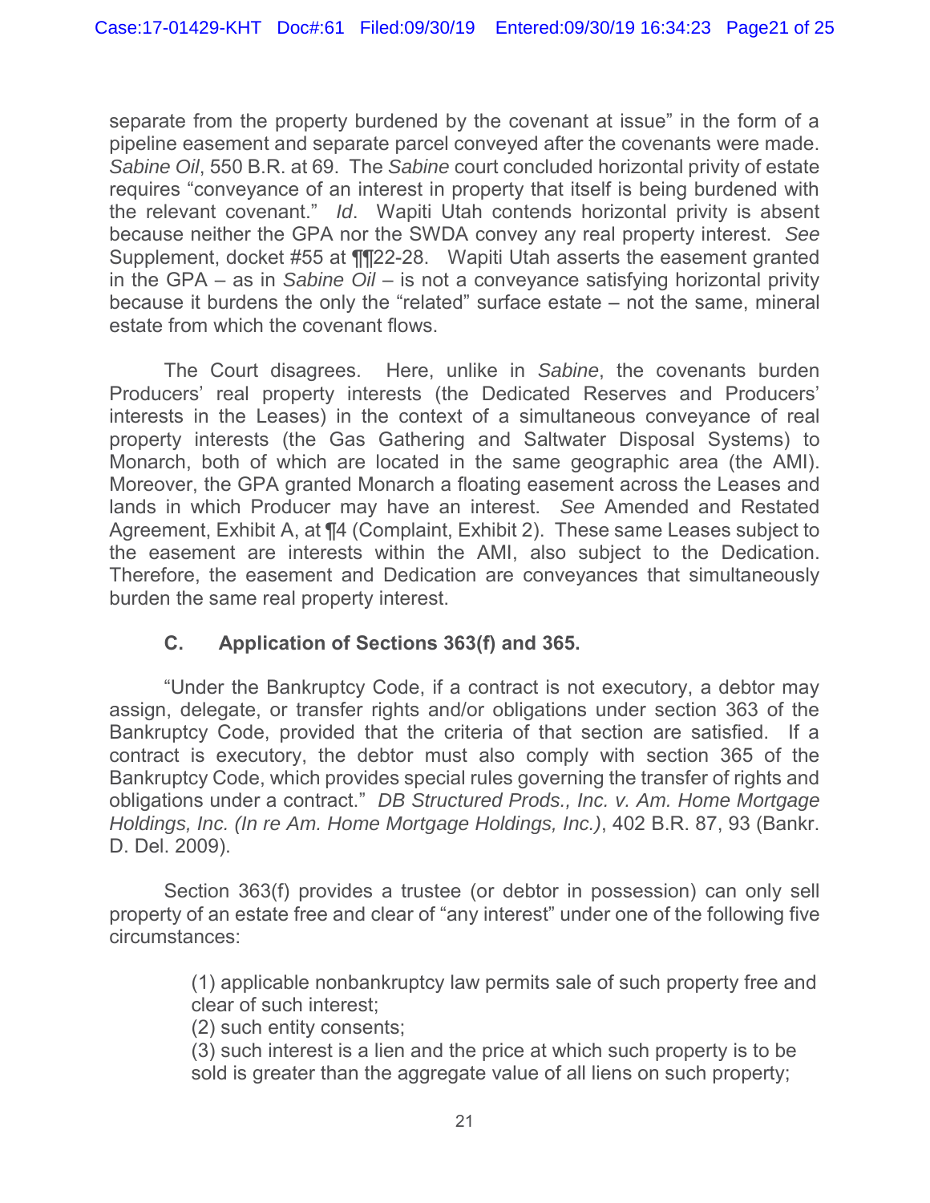separate from the property burdened by the covenant at issue" in the form of a pipeline easement and separate parcel conveyed after the covenants were made. *Sabine Oil*, 550 B.R. at 69. The *Sabine* court concluded horizontal privity of estate requires "conveyance of an interest in property that itself is being burdened with the relevant covenant." *Id*. Wapiti Utah contends horizontal privity is absent because neither the GPA nor the SWDA convey any real property interest. *See* Supplement, docket #55 at ¶¶22-28. Wapiti Utah asserts the easement granted in the GPA – as in *Sabine Oil* – is not a conveyance satisfying horizontal privity because it burdens the only the "related" surface estate – not the same, mineral estate from which the covenant flows.

The Court disagrees. Here, unlike in *Sabine*, the covenants burden Producers' real property interests (the Dedicated Reserves and Producers' interests in the Leases) in the context of a simultaneous conveyance of real property interests (the Gas Gathering and Saltwater Disposal Systems) to Monarch, both of which are located in the same geographic area (the AMI). Moreover, the GPA granted Monarch a floating easement across the Leases and lands in which Producer may have an interest. *See* Amended and Restated Agreement, Exhibit A, at ¶4 (Complaint, Exhibit 2). These same Leases subject to the easement are interests within the AMI, also subject to the Dedication. Therefore, the easement and Dedication are conveyances that simultaneously burden the same real property interest.

### C. Application of Sections 363(f) and 365.

"Under the Bankruptcy Code, if a contract is not executory, a debtor may assign, delegate, or transfer rights and/or obligations under section 363 of the Bankruptcy Code, provided that the criteria of that section are satisfied. If a contract is executory, the debtor must also comply with section 365 of the Bankruptcy Code, which provides special rules governing the transfer of rights and obligations under a contract." *DB Structured Prods., Inc. v. Am. Home Mortgage Holdings, Inc. (In re Am. Home Mortgage Holdings, Inc.)*, 402 B.R. 87, 93 (Bankr. D. Del. 2009).

Section 363(f) provides a trustee (or debtor in possession) can only sell property of an estate free and clear of "any interest" under one of the following five circumstances:

> (1) applicable nonbankruptcy law permits sale of such property free and clear of such interest;
> (2) such entity consents;
> (3) such interest is a lien and the price at which such property is to be sold is greater than the aggregate value of all liens on such property;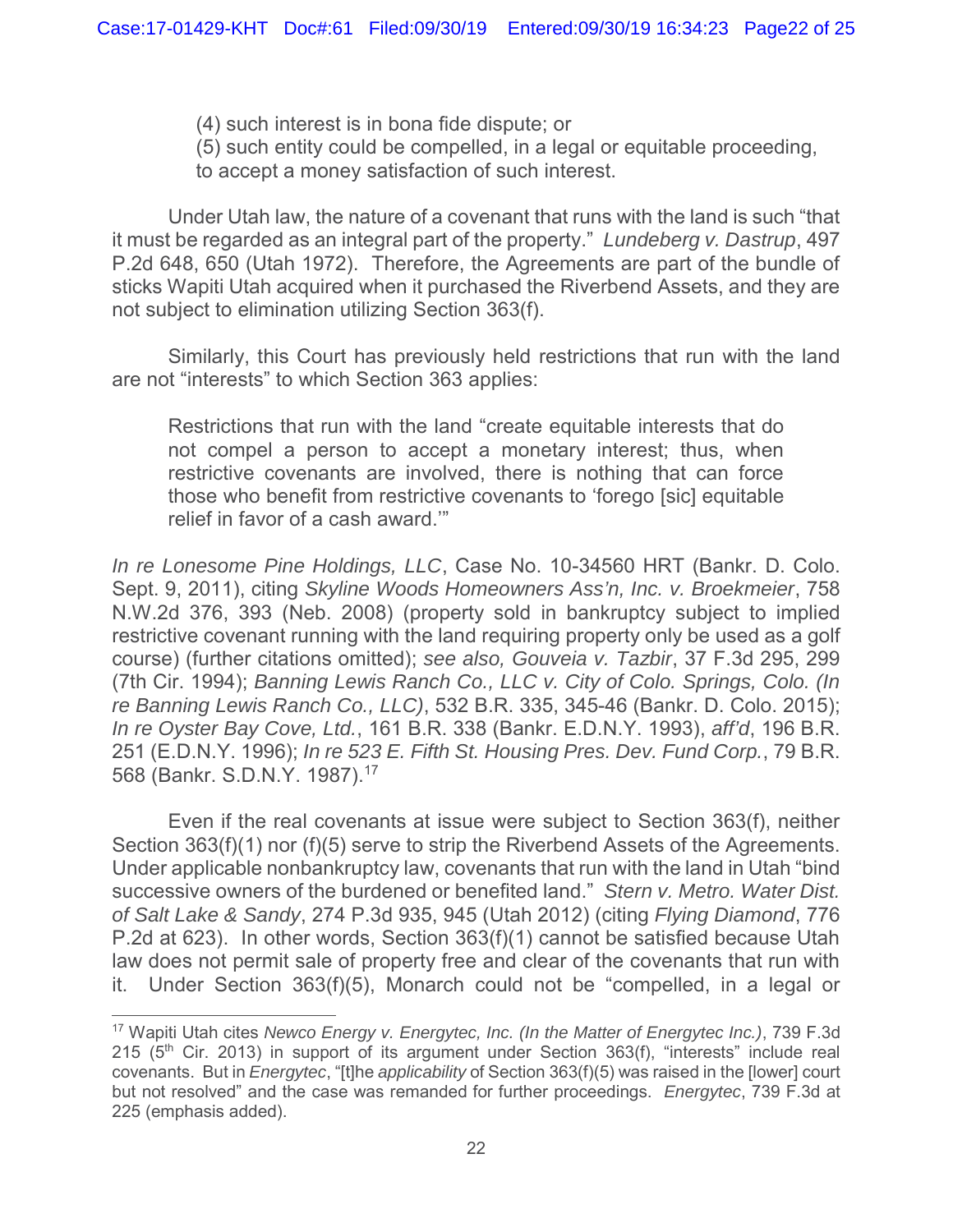> (4) such interest is in bona fide dispute; or
>
> (5) such entity could be compelled, in a legal or equitable proceeding, to accept a money satisfaction of such interest.

Under Utah law, the nature of a covenant that runs with the land is such "that it must be regarded as an integral part of the property." *Lundeberg v. Dastrup*, 497 P.2d 648, 650 (Utah 1972). Therefore, the Agreements are part of the bundle of sticks Wapiti Utah acquired when it purchased the Riverbend Assets, and they are not subject to elimination utilizing Section 363(f).

Similarly, this Court has previously held restrictions that run with the land are not "interests" to which Section 363 applies:

> Restrictions that run with the land "create equitable interests that do not compel a person to accept a monetary interest; thus, when restrictive covenants are involved, there is nothing that can force those who benefit from restrictive covenants to 'forego [sic] equitable relief in favor of a cash award.'"

*In re Lonesome Pine Holdings, LLC*, Case No. 10-34560 HRT (Bankr. D. Colo. Sept. 9, 2011), citing *Skyline Woods Homeowners Ass'n, Inc. v. Broekmeier*, 758 N.W.2d 376, 393 (Neb. 2008) (property sold in bankruptcy subject to implied restrictive covenant running with the land requiring property only be used as a golf course) (further citations omitted); *see also, Gouveia v. Tazbir*, 37 F.3d 295, 299 (7th Cir. 1994); *Banning Lewis Ranch Co., LLC v. City of Colo. Springs, Colo. (In re Banning Lewis Ranch Co., LLC)*, 532 B.R. 335, 345-46 (Bankr. D. Colo. 2015); *In re Oyster Bay Cove, Ltd.*, 161 B.R. 338 (Bankr. E.D.N.Y. 1993), *aff'd*, 196 B.R. 251 (E.D.N.Y. 1996); *In re 523 E. Fifth St. Housing Pres. Dev. Fund Corp.*, 79 B.R. 568 (Bankr. S.D.N.Y. 1987).[17]

Even if the real covenants at issue were subject to Section 363(f), neither Section 363(f)(1) nor (f)(5) serve to strip the Riverbend Assets of the Agreements. Under applicable nonbankruptcy law, covenants that run with the land in Utah "bind successive owners of the burdened or benefited land." *Stern v. Metro. Water Dist. of Salt Lake & Sandy*, 274 P.3d 935, 945 (Utah 2012) (citing *Flying Diamond*, 776 P.2d at 623). In other words, Section 363(f)(1) cannot be satisfied because Utah law does not permit sale of property free and clear of the covenants that run with it. Under Section 363(f)(5), Monarch could not be "compelled, in a legal or

---

[17] Wapiti Utah cites *Newco Energy v. Energytec, Inc. (In the Matter of Energytec Inc.)*, 739 F.3d 215 (5th Cir. 2013) in support of its argument under Section 363(f), "interests" include real covenants. But in *Energytec*, "[t]he *applicability* of Section 363(f)(5) was raised in the [lower] court but not resolved" and the case was remanded for further proceedings. *Energytec*, 739 F.3d at 225 (emphasis added).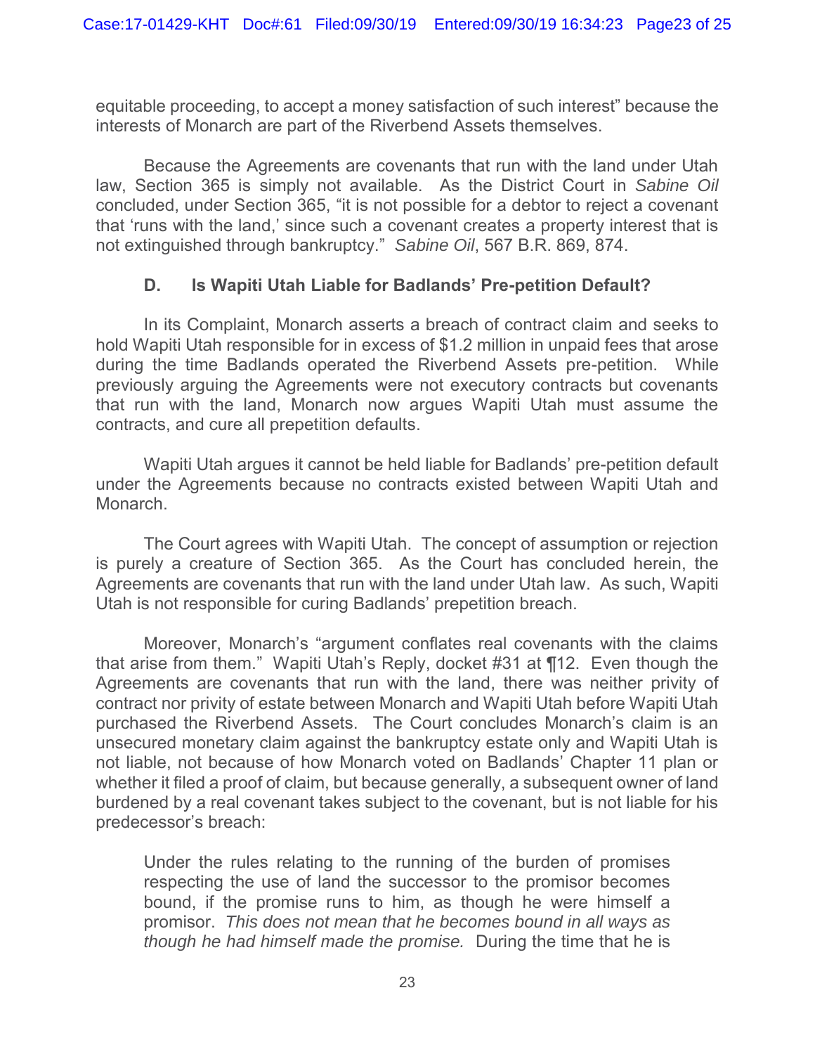equitable proceeding, to accept a money satisfaction of such interest" because the interests of Monarch are part of the Riverbend Assets themselves.

Because the Agreements are covenants that run with the land under Utah law, Section 365 is simply not available. As the District Court in *Sabine Oil* concluded, under Section 365, "it is not possible for a debtor to reject a covenant that 'runs with the land,' since such a covenant creates a property interest that is not extinguished through bankruptcy." *Sabine Oil*, 567 B.R. 869, 874.

### D. Is Wapiti Utah Liable for Badlands' Pre-petition Default?

In its Complaint, Monarch asserts a breach of contract claim and seeks to hold Wapiti Utah responsible for in excess of $1.2 million in unpaid fees that arose during the time Badlands operated the Riverbend Assets pre-petition. While previously arguing the Agreements were not executory contracts but covenants that run with the land, Monarch now argues Wapiti Utah must assume the contracts, and cure all prepetition defaults.

Wapiti Utah argues it cannot be held liable for Badlands' pre-petition default under the Agreements because no contracts existed between Wapiti Utah and Monarch.

The Court agrees with Wapiti Utah. The concept of assumption or rejection is purely a creature of Section 365. As the Court has concluded herein, the Agreements are covenants that run with the land under Utah law. As such, Wapiti Utah is not responsible for curing Badlands' prepetition breach.

Moreover, Monarch's "argument conflates real covenants with the claims that arise from them." Wapiti Utah's Reply, docket #31 at ¶12. Even though the Agreements are covenants that run with the land, there was neither privity of contract nor privity of estate between Monarch and Wapiti Utah before Wapiti Utah purchased the Riverbend Assets. The Court concludes Monarch's claim is an unsecured monetary claim against the bankruptcy estate only and Wapiti Utah is not liable, not because of how Monarch voted on Badlands' Chapter 11 plan or whether it filed a proof of claim, but because generally, a subsequent owner of land burdened by a real covenant takes subject to the covenant, but is not liable for his predecessor's breach:

> Under the rules relating to the running of the burden of promises respecting the use of land the successor to the promisor becomes bound, if the promise runs to him, as though he were himself a promisor. *This does not mean that he becomes bound in all ways as though he had himself made the promise.* During the time that he is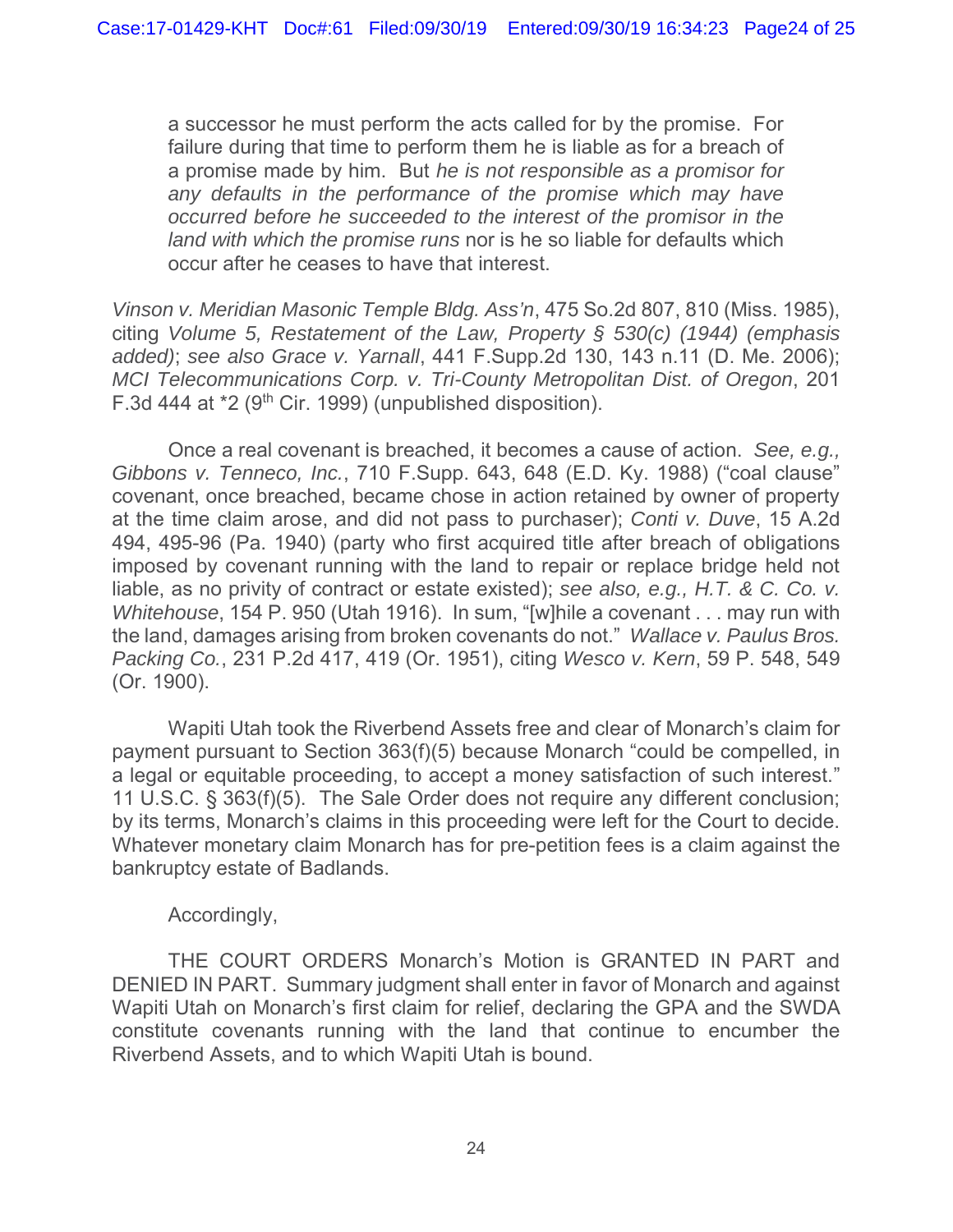> a successor he must perform the acts called for by the promise. For failure during that time to perform them he is liable as for a breach of a promise made by him. But *he is not responsible as a promisor for any defaults in the performance of the promise which may have occurred before he succeeded to the interest of the promisor in the land with which the promise runs* nor is he so liable for defaults which occur after he ceases to have that interest.

*Vinson v. Meridian Masonic Temple Bldg. Ass'n*, 475 So.2d 807, 810 (Miss. 1985), citing *Volume 5, Restatement of the Law, Property § 530(c) (1944) (emphasis added)*; *see also Grace v. Yarnall*, 441 F.Supp.2d 130, 143 n.11 (D. Me. 2006); *MCI Telecommunications Corp. v. Tri-County Metropolitan Dist. of Oregon*, 201 F.3d 444 at *2 (9th Cir. 1999) (unpublished disposition).

Once a real covenant is breached, it becomes a cause of action. *See, e.g., Gibbons v. Tenneco, Inc.*, 710 F.Supp. 643, 648 (E.D. Ky. 1988) ("coal clause" covenant, once breached, became chose in action retained by owner of property at the time claim arose, and did not pass to purchaser); *Conti v. Duve*, 15 A.2d 494, 495-96 (Pa. 1940) (party who first acquired title after breach of obligations imposed by covenant running with the land to repair or replace bridge held not liable, as no privity of contract or estate existed); *see also, e.g., H.T. & C. Co. v. Whitehouse*, 154 P. 950 (Utah 1916). In sum, "[w]hile a covenant . . . may run with the land, damages arising from broken covenants do not." *Wallace v. Paulus Bros. Packing Co.*, 231 P.2d 417, 419 (Or. 1951), citing *Wesco v. Kern*, 59 P. 548, 549 (Or. 1900).

Wapiti Utah took the Riverbend Assets free and clear of Monarch's claim for payment pursuant to Section 363(f)(5) because Monarch "could be compelled, in a legal or equitable proceeding, to accept a money satisfaction of such interest." 11 U.S.C. § 363(f)(5). The Sale Order does not require any different conclusion; by its terms, Monarch's claims in this proceeding were left for the Court to decide. Whatever monetary claim Monarch has for pre-petition fees is a claim against the bankruptcy estate of Badlands.

Accordingly,

THE COURT ORDERS Monarch's Motion is GRANTED IN PART and DENIED IN PART. Summary judgment shall enter in favor of Monarch and against Wapiti Utah on Monarch's first claim for relief, declaring the GPA and the SWDA constitute covenants running with the land that continue to encumber the Riverbend Assets, and to which Wapiti Utah is bound.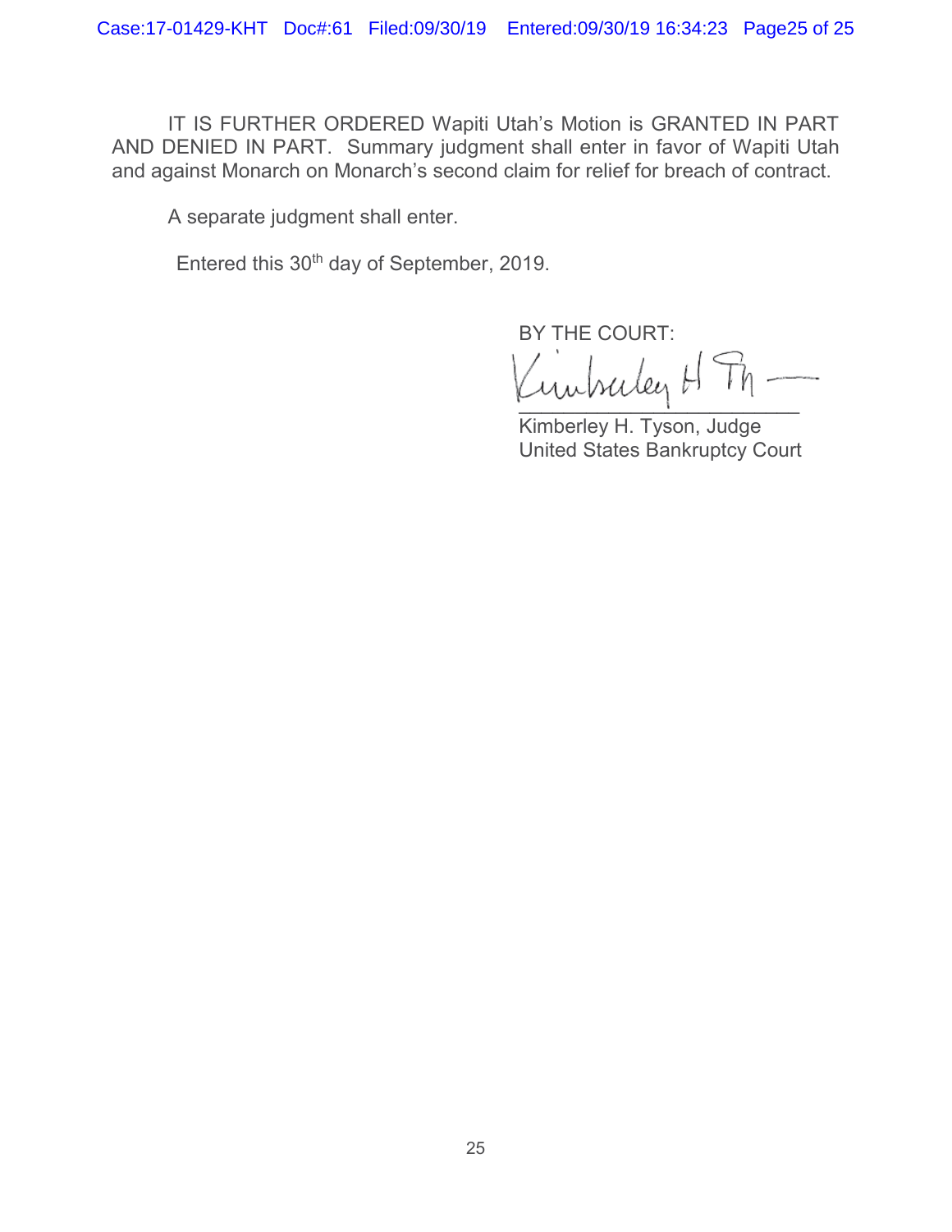IT IS FURTHER ORDERED Wapiti Utah's Motion is GRANTED IN PART AND DENIED IN PART. Summary judgment shall enter in favor of Wapiti Utah and against Monarch on Monarch's second claim for relief for breach of contract.

A separate judgment shall enter.

Entered this 30th day of September, 2019.

BY THE COURT:

Kimberley H. Tyson, Judge
United States Bankruptcy Court